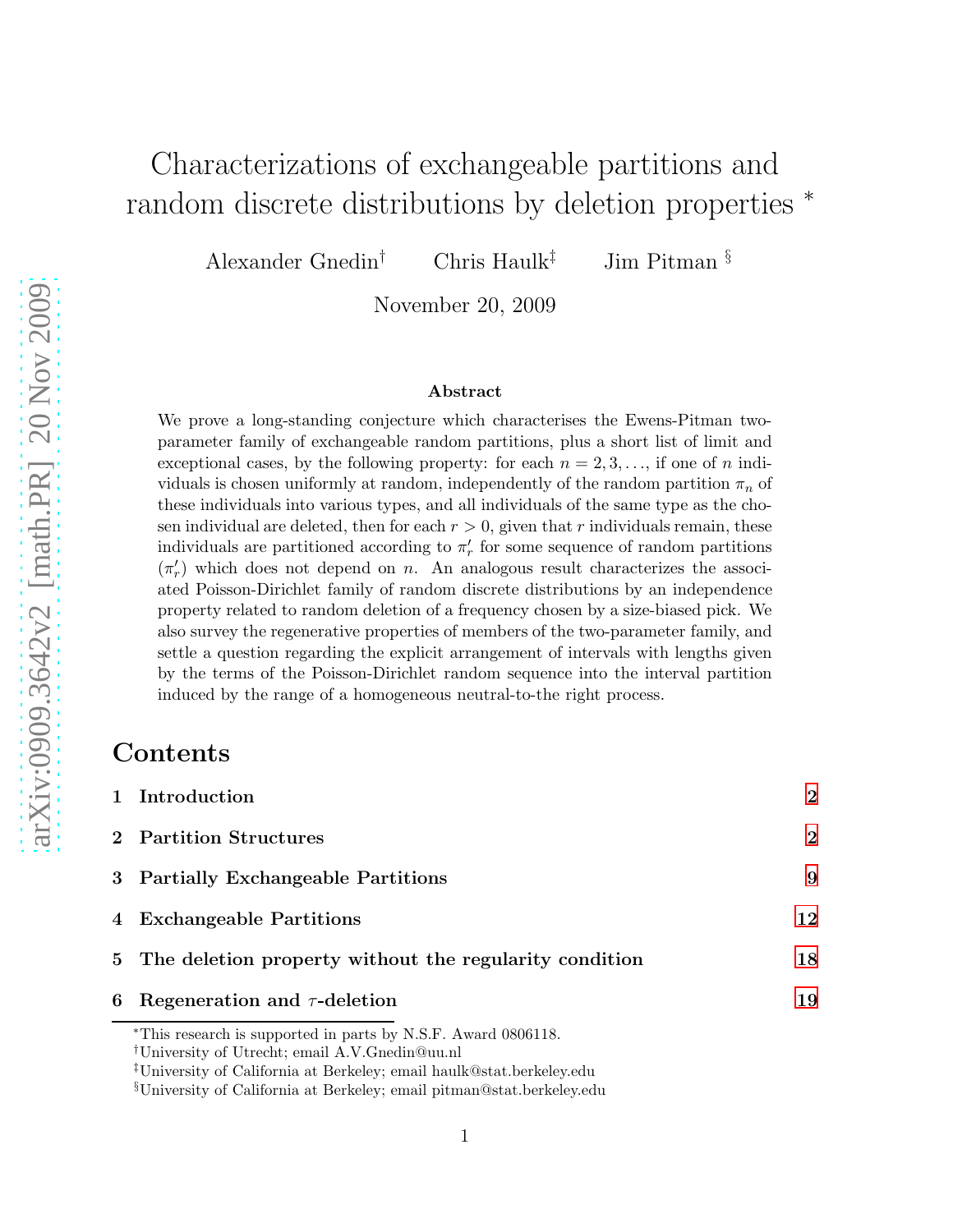# Characterizations of exchangeable partitions and random discrete distributions by deletion properties *

Alexander Gnedin[†] Chris Haulk[‡] Jim Pitman[§]

November 20, 2009

### Abstract

We prove a long-standing conjecture which characterises the Ewens-Pitman two-parameter family of exchangeable random partitions, plus a short list of limit and exceptional cases, by the following property: for each $n = 2, 3, \ldots$, if one of $n$ individuals is chosen uniformly at random, independently of the random partition $\pi_n$ of these individuals into various types, and all individuals of the same type as the chosen individual are deleted, then for each $r > 0$, given that $r$ individuals remain, these individuals are partitioned according to $\pi'_r$ for some sequence of random partitions $(\pi'_r)$ which does not depend on $n$. An analogous result characterizes the associated Poisson-Dirichlet family of random discrete distributions by an independence property related to random deletion of a frequency chosen by a size-biased pick. We also survey the regenerative properties of members of the two-parameter family, and settle a question regarding the explicit arrangement of intervals with lengths given by the terms of the Poisson-Dirichlet random sequence into the interval partition induced by the range of a homogeneous neutral-to-the right process.

## Contents

1 **Introduction** 2

2 **Partition Structures** 2

3 **Partially Exchangeable Partitions** 9

4 **Exchangeable Partitions** 12

5 **The deletion property without the regularity condition** 18

6 **Regeneration and $\tau$-deletion** 19

*This research is supported in parts by N.S.F. Award 0806118.

†University of Utrecht; email A.V.Gnedin@uu.nl

‡University of California at Berkeley; email haulk@stat.berkeley.edu

§University of California at Berkeley; email pitman@stat.berkeley.edu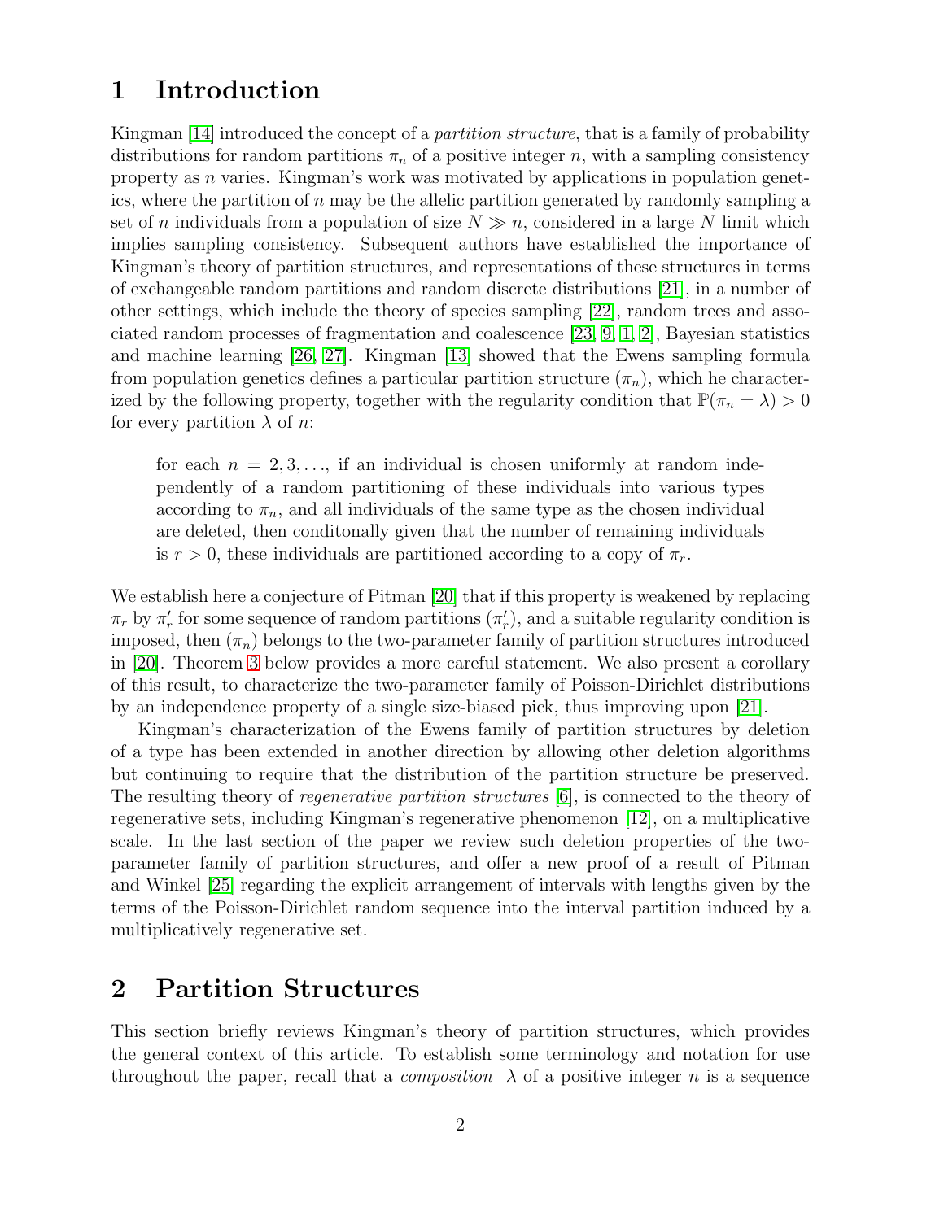# 1 Introduction

Kingman [14] introduced the concept of a *partition structure*, that is a family of probability distributions for random partitions $\pi_n$ of a positive integer $n$, with a sampling consistency property as $n$ varies. Kingman's work was motivated by applications in population genetics, where the partition of $n$ may be the allelic partition generated by randomly sampling a set of $n$ individuals from a population of size $N \gg n$, considered in a large $N$ limit which implies sampling consistency. Subsequent authors have established the importance of Kingman's theory of partition structures, and representations of these structures in terms of exchangeable random partitions and random discrete distributions [21], in a number of other settings, which include the theory of species sampling [22], random trees and associated random processes of fragmentation and coalescence [23, 9, 1, 2], Bayesian statistics and machine learning [26, 27]. Kingman [13] showed that the Ewens sampling formula from population genetics defines a particular partition structure $(\pi_n)$, which he characterized by the following property, together with the regularity condition that $\mathbb{P}(\pi_n = \lambda) > 0$ for every partition $\lambda$ of $n$:

> for each $n = 2, 3, \ldots$, if an individual is chosen uniformly at random independently of a random partitioning of these individuals into various types according to $\pi_n$, and all individuals of the same type as the chosen individual are deleted, then conditonally given that the number of remaining individuals is $r > 0$, these individuals are partitioned according to a copy of $\pi_r$.

We establish here a conjecture of Pitman [20] that if this property is weakened by replacing $\pi_r$ by $\pi'_r$ for some sequence of random partitions $(\pi'_r)$, and a suitable regularity condition is imposed, then $(\pi_n)$ belongs to the two-parameter family of partition structures introduced in [20]. Theorem 3 below provides a more careful statement. We also present a corollary of this result, to characterize the two-parameter family of Poisson-Dirichlet distributions by an independence property of a single size-biased pick, thus improving upon [21].

Kingman's characterization of the Ewens family of partition structures by deletion of a type has been extended in another direction by allowing other deletion algorithms but continuing to require that the distribution of the partition structure be preserved. The resulting theory of *regenerative partition structures* [6], is connected to the theory of regenerative sets, including Kingman's regenerative phenomenon [12], on a multiplicative scale. In the last section of the paper we review such deletion properties of the two-parameter family of partition structures, and offer a new proof of a result of Pitman and Winkel [25] regarding the explicit arrangement of intervals with lengths given by the terms of the Poisson-Dirichlet random sequence into the interval partition induced by a multiplicatively regenerative set.

# 2 Partition Structures

This section briefly reviews Kingman's theory of partition structures, which provides the general context of this article. To establish some terminology and notation for use throughout the paper, recall that a *composition* $\lambda$ of a positive integer $n$ is a sequence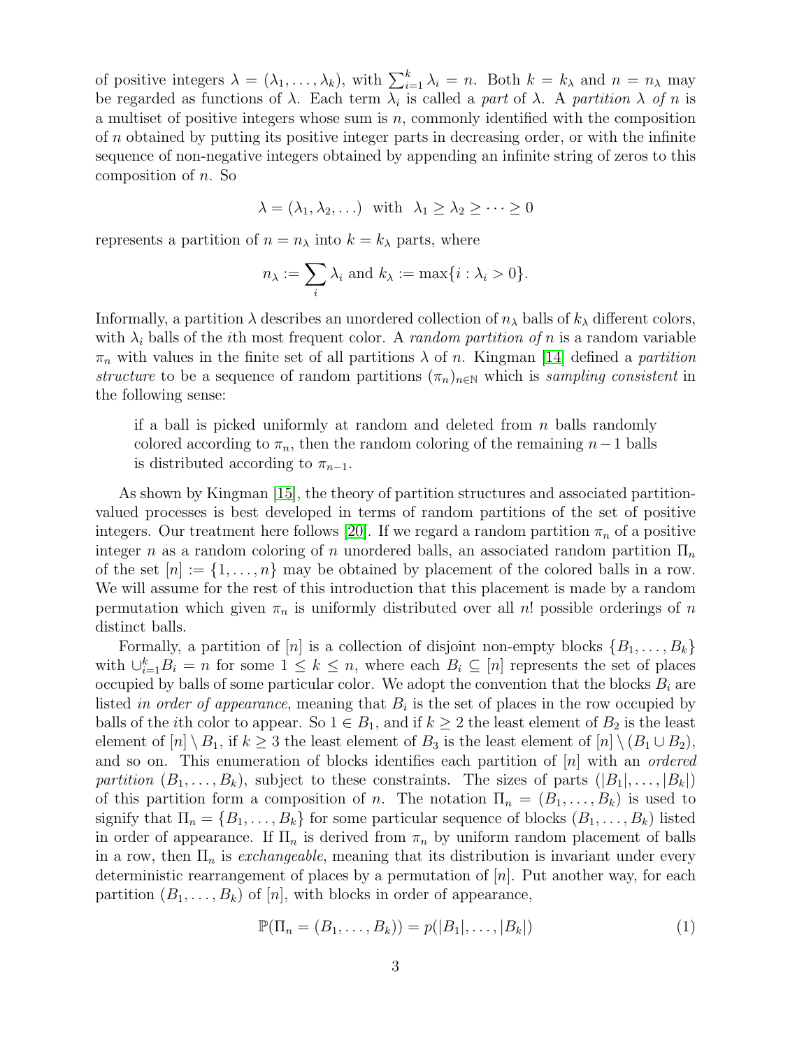of positive integers $\lambda = (\lambda_1, \ldots, \lambda_k)$, with $\sum_{i=1}^k \lambda_i = n$. Both $k = k_\lambda$ and $n = n_\lambda$ may be regarded as functions of $\lambda$. Each term $\lambda_i$ is called a *part* of $\lambda$. A *partition* $\lambda$ *of* $n$ is a multiset of positive integers whose sum is $n$, commonly identified with the composition of $n$ obtained by putting its positive integer parts in decreasing order, or with the infinite sequence of non-negative integers obtained by appending an infinite string of zeros to this composition of $n$. So

$$\lambda = (\lambda_1, \lambda_2, \ldots) \text{ with } \lambda_1 \geq \lambda_2 \geq \cdots \geq 0$$

represents a partition of $n = n_\lambda$ into $k = k_\lambda$ parts, where

$$n_\lambda := \sum_i \lambda_i \text{ and } k_\lambda := \max\{i : \lambda_i > 0\}.$$

Informally, a partition $\lambda$ describes an unordered collection of $n_\lambda$ balls of $k_\lambda$ different colors, with $\lambda_i$ balls of the $i$th most frequent color. A *random partition of* $n$ is a random variable $\pi_n$ with values in the finite set of all partitions $\lambda$ of $n$. Kingman [14] defined a *partition structure* to be a sequence of random partitions $(\pi_n)_{n\in\mathbb{N}}$ which is *sampling consistent* in the following sense:

> if a ball is picked uniformly at random and deleted from $n$ balls randomly colored according to $\pi_n$, then the random coloring of the remaining $n-1$ balls is distributed according to $\pi_{n-1}$.

As shown by Kingman [15], the theory of partition structures and associated partition-valued processes is best developed in terms of random partitions of the set of positive integers. Our treatment here follows [20]. If we regard a random partition $\pi_n$ of a positive integer $n$ as a random coloring of $n$ unordered balls, an associated random partition $\Pi_n$ of the set $[n] := \{1, \ldots, n\}$ may be obtained by placement of the colored balls in a row. We will assume for the rest of this introduction that this placement is made by a random permutation which given $\pi_n$ is uniformly distributed over all $n!$ possible orderings of $n$ distinct balls.

Formally, a partition of $[n]$ is a collection of disjoint non-empty blocks $\{B_1, \ldots, B_k\}$ with $\cup_{i=1}^k B_i = n$ for some $1 \leq k \leq n$, where each $B_i \subseteq [n]$ represents the set of places occupied by balls of some particular color. We adopt the convention that the blocks $B_i$ are listed *in order of appearance*, meaning that $B_i$ is the set of places in the row occupied by balls of the $i$th color to appear. So $1 \in B_1$, and if $k \geq 2$ the least element of $B_2$ is the least element of $[n] \setminus B_1$, if $k \geq 3$ the least element of $B_3$ is the least element of $[n] \setminus (B_1 \cup B_2)$, and so on. This enumeration of blocks identifies each partition of $[n]$ with an *ordered partition* $(B_1, \ldots, B_k)$, subject to these constraints. The sizes of parts $(|B_1|, \ldots, |B_k|)$ of this partition form a composition of $n$. The notation $\Pi_n = (B_1, \ldots, B_k)$ is used to signify that $\Pi_n = \{B_1, \ldots, B_k\}$ for some particular sequence of blocks $(B_1, \ldots, B_k)$ listed in order of appearance. If $\Pi_n$ is derived from $\pi_n$ by uniform random placement of balls in a row, then $\Pi_n$ is *exchangeable*, meaning that its distribution is invariant under every deterministic rearrangement of places by a permutation of $[n]$. Put another way, for each partition $(B_1, \ldots, B_k)$ of $[n]$, with blocks in order of appearance,

$$\mathbb{P}(\Pi_n = (B_1, \ldots, B_k)) = p(|B_1|, \ldots, |B_k|) \tag{1}$$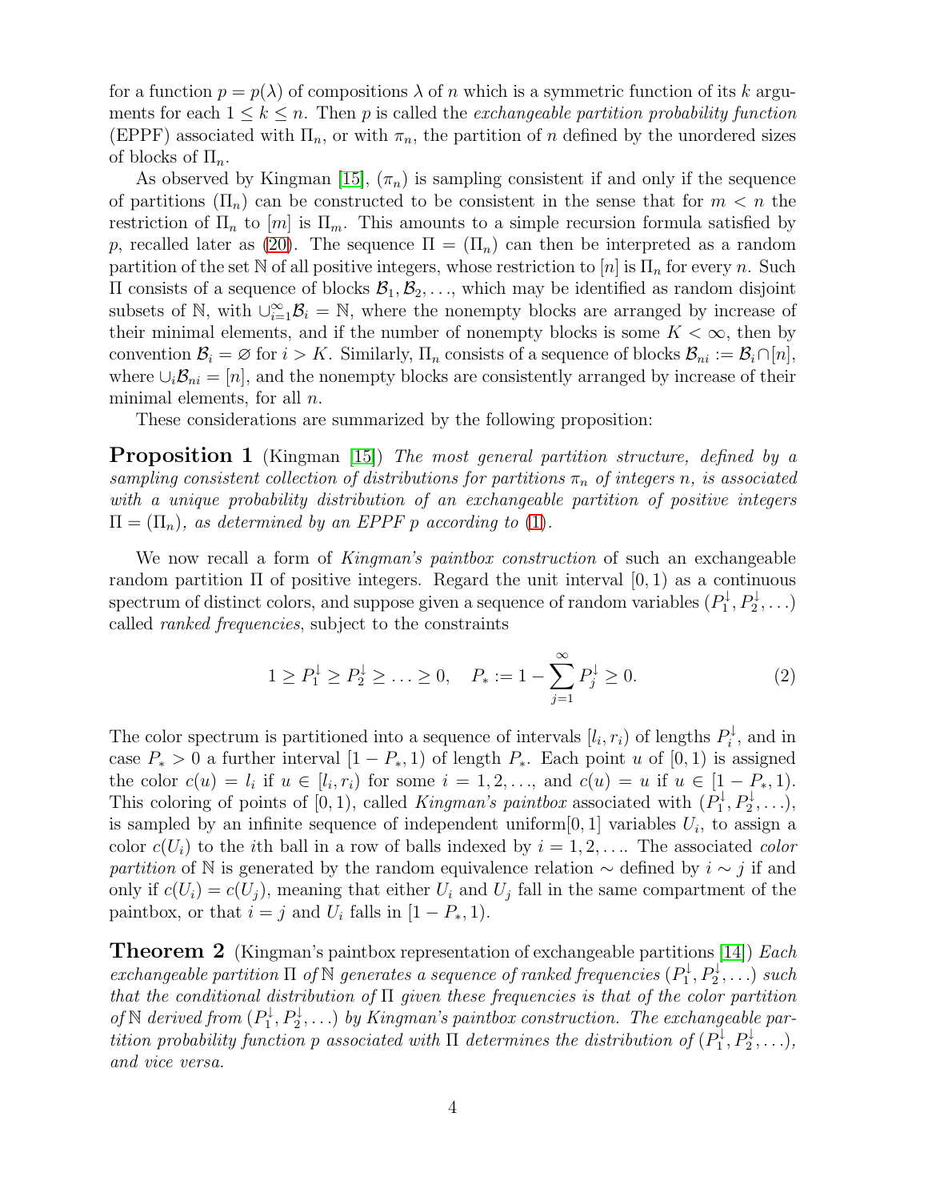for a function $p = p(\lambda)$ of compositions $\lambda$ of $n$ which is a symmetric function of its $k$ arguments for each $1 \leq k \leq n$. Then $p$ is called the *exchangeable partition probability function* (EPPF) associated with $\Pi_n$, or with $\pi_n$, the partition of $n$ defined by the unordered sizes of blocks of $\Pi_n$.

As observed by Kingman [15], $(\pi_n)$ is sampling consistent if and only if the sequence of partitions $(\Pi_n)$ can be constructed to be consistent in the sense that for $m < n$ the restriction of $\Pi_n$ to $[m]$ is $\Pi_m$. This amounts to a simple recursion formula satisfied by $p$, recalled later as (20). The sequence $\Pi = (\Pi_n)$ can then be interpreted as a random partition of the set $\mathbb{N}$ of all positive integers, whose restriction to $[n]$ is $\Pi_n$ for every $n$. Such $\Pi$ consists of a sequence of blocks $\mathcal{B}_1, \mathcal{B}_2, \ldots$, which may be identified as random disjoint subsets of $\mathbb{N}$, with $\cup_{i=1}^{\infty} \mathcal{B}_i = \mathbb{N}$, where the nonempty blocks are arranged by increase of their minimal elements, and if the number of nonempty blocks is some $K < \infty$, then by convention $\mathcal{B}_i = \varnothing$ for $i > K$. Similarly, $\Pi_n$ consists of a sequence of blocks $\mathcal{B}_{ni} := \mathcal{B}_i \cap [n]$, where $\cup_i \mathcal{B}_{ni} = [n]$, and the nonempty blocks are consistently arranged by increase of their minimal elements, for all $n$.

These considerations are summarized by the following proposition:

**Proposition 1** (Kingman [15]) *The most general partition structure, defined by a sampling consistent collection of distributions for partitions $\pi_n$ of integers $n$, is associated with a unique probability distribution of an exchangeable partition of positive integers $\Pi = (\Pi_n)$, as determined by an EPPF $p$ according to (1).*

We now recall a form of *Kingman's paintbox construction* of such an exchangeable random partition $\Pi$ of positive integers. Regard the unit interval $[0, 1)$ as a continuous spectrum of distinct colors, and suppose given a sequence of random variables $(P_1^{\downarrow}, P_2^{\downarrow}, \ldots)$ called *ranked frequencies*, subject to the constraints

$$1 \geq P_1^{\downarrow} \geq P_2^{\downarrow} \geq \ldots \geq 0, \quad P_* := 1 - \sum_{j=1}^{\infty} P_j^{\downarrow} \geq 0. \tag{2}$$

The color spectrum is partitioned into a sequence of intervals $[l_i, r_i)$ of lengths $P_i^{\downarrow}$, and in case $P_* > 0$ a further interval $[1 - P_*, 1)$ of length $P_*$. Each point $u$ of $[0, 1)$ is assigned the color $c(u) = l_i$ if $u \in [l_i, r_i)$ for some $i = 1, 2, \ldots$, and $c(u) = u$ if $u \in [1 - P_*, 1)$. This coloring of points of $[0, 1)$, called *Kingman's paintbox* associated with $(P_1^{\downarrow}, P_2^{\downarrow}, \ldots)$, is sampled by an infinite sequence of independent uniform$[0, 1]$ variables $U_i$, to assign a color $c(U_i)$ to the $i$th ball in a row of balls indexed by $i = 1, 2, \ldots$. The associated *color partition* of $\mathbb{N}$ is generated by the random equivalence relation $\sim$ defined by $i \sim j$ if and only if $c(U_i) = c(U_j)$, meaning that either $U_i$ and $U_j$ fall in the same compartment of the paintbox, or that $i = j$ and $U_i$ falls in $[1 - P_*, 1)$.

**Theorem 2** (Kingman's paintbox representation of exchangeable partitions [14]) *Each exchangeable partition $\Pi$ of $\mathbb{N}$ generates a sequence of ranked frequencies $(P_1^{\downarrow}, P_2^{\downarrow}, \ldots)$ such that the conditional distribution of $\Pi$ given these frequencies is that of the color partition of $\mathbb{N}$ derived from $(P_1^{\downarrow}, P_2^{\downarrow}, \ldots)$ by Kingman's paintbox construction. The exchangeable partition probability function $p$ associated with $\Pi$ determines the distribution of $(P_1^{\downarrow}, P_2^{\downarrow}, \ldots)$, and vice versa.*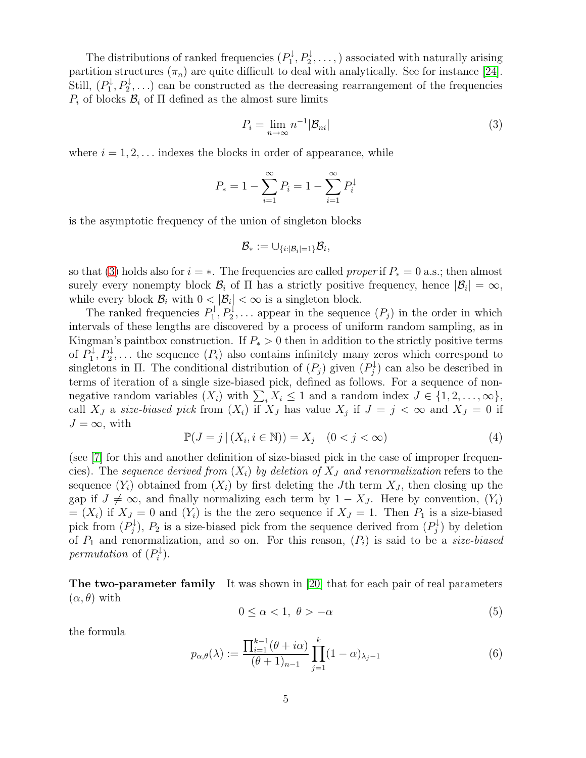The distributions of ranked frequencies $(P_1^\downarrow, P_2^\downarrow, \dots,)$ associated with naturally arising partition structures $(\pi_n)$ are quite difficult to deal with analytically. See for instance [24]. Still, $(P_1^\downarrow, P_2^\downarrow, \dots)$ can be constructed as the decreasing rearrangement of the frequencies $P_i$ of blocks $\mathcal{B}_i$ of $\Pi$ defined as the almost sure limits

$$
P_i = \lim_{n\to\infty} n^{-1}|\mathcal{B}_{ni}| \tag{3}
$$

where $i = 1, 2, \dots$ indexes the blocks in order of appearance, while

$$
P_* = 1 - \sum_{i=1}^{\infty} P_i = 1 - \sum_{i=1}^{\infty} P_i^\downarrow
$$

is the asymptotic frequency of the union of singleton blocks

$$
\mathcal{B}_* := \cup_{\{i:|\mathcal{B}_i|=1\}} \mathcal{B}_i,
$$

so that (3) holds also for $i = *$. The frequencies are called *proper* if $P_* = 0$ a.s.; then almost surely every nonempty block $\mathcal{B}_i$ of $\Pi$ has a strictly positive frequency, hence $|\mathcal{B}_i| = \infty$, while every block $\mathcal{B}_i$ with $0 < |\mathcal{B}_i| < \infty$ is a singleton block.

The ranked frequencies $P_1^\downarrow, P_2^\downarrow, \dots$ appear in the sequence $(P_j)$ in the order in which intervals of these lengths are discovered by a process of uniform random sampling, as in Kingman's paintbox construction. If $P_* > 0$ then in addition to the strictly positive terms of $P_1^\downarrow, P_2^\downarrow, \dots$ the sequence $(P_i)$ also contains infinitely many zeros which correspond to singletons in $\Pi$. The conditional distribution of $(P_j)$ given $(P_j^\downarrow)$ can also be described in terms of iteration of a single size-biased pick, defined as follows. For a sequence of non-negative random variables $(X_i)$ with $\sum_i X_i \le 1$ and a random index $J \in \{1, 2, \dots, \infty\}$, call $X_J$ a *size-biased pick* from $(X_i)$ if $X_J$ has value $X_j$ if $J = j < \infty$ and $X_J = 0$ if $J = \infty$, with

$$
\mathbb{P}(J = j \,|\, (X_i, i \in \mathbb{N})) = X_j \quad (0 < j < \infty) \tag{4}
$$

(see [7] for this and another definition of size-biased pick in the case of improper frequencies). The *sequence derived from $(X_i)$ by deletion of $X_J$ and renormalization* refers to the sequence $(Y_i)$ obtained from $(X_i)$ by first deleting the $J$th term $X_J$, then closing up the gap if $J \neq \infty$, and finally normalizing each term by $1 - X_J$. Here by convention, $(Y_i)$ $= (X_i)$ if $X_J = 0$ and $(Y_i)$ is the the zero sequence if $X_J = 1$. Then $P_1$ is a size-biased pick from $(P_j^\downarrow)$, $P_2$ is a size-biased pick from the sequence derived from $(P_j^\downarrow)$ by deletion of $P_1$ and renormalization, and so on. For this reason, $(P_i)$ is said to be a *size-biased permutation* of $(P_i^\downarrow)$.

**The two-parameter family** It was shown in [20] that for each pair of real parameters $(\alpha, \theta)$ with

$$
0 \le \alpha < 1, \; \theta > -\alpha \tag{5}
$$

the formula

$$
p_{\alpha,\theta}(\lambda) := \frac{\prod_{i=1}^{k-1}(\theta + i\alpha)}{(\theta+1)_{n-1}} \prod_{j=1}^{k} (1-\alpha)_{\lambda_j - 1} \tag{6}
$$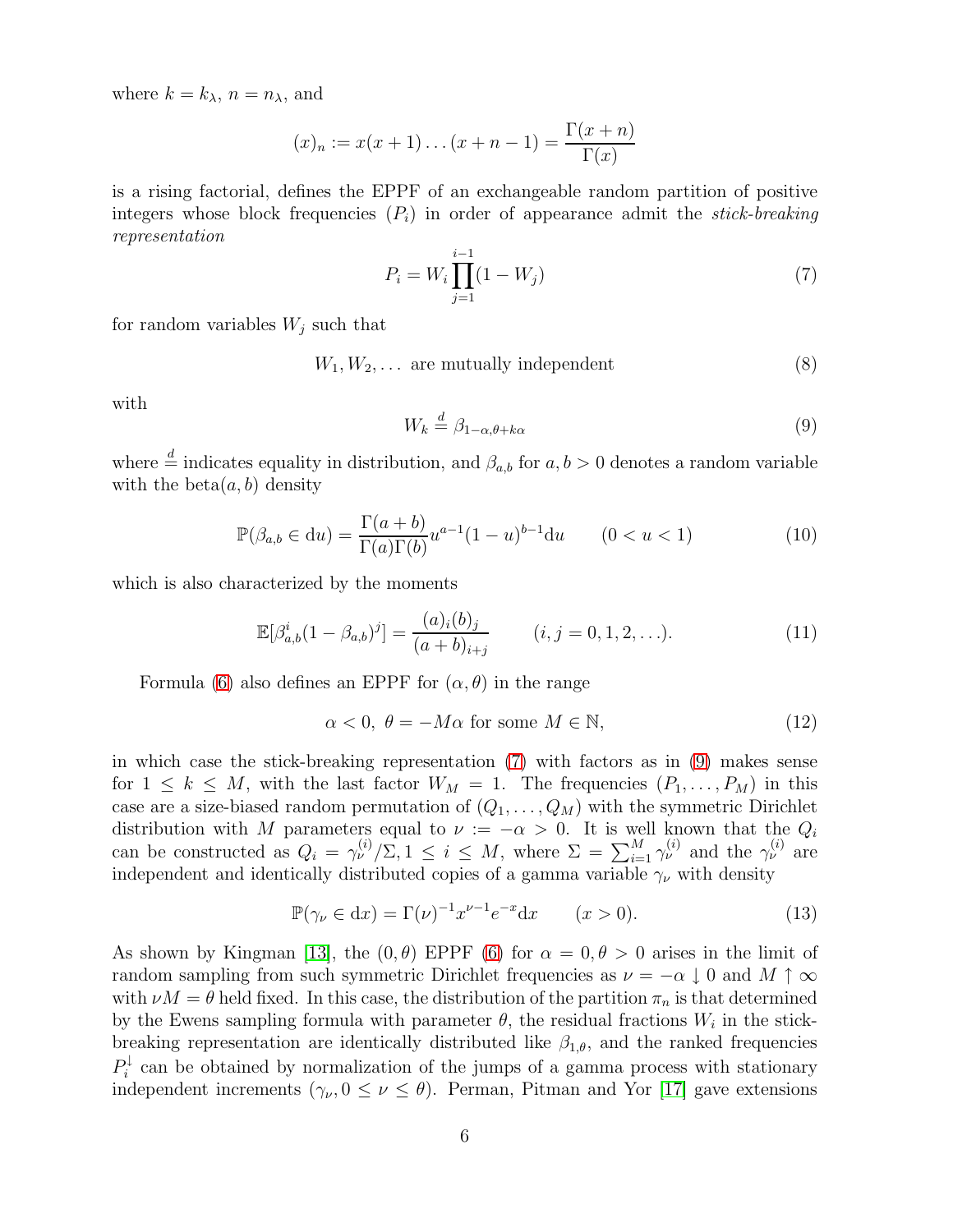where $k = k_\lambda$, $n = n_\lambda$, and

$$(x)_n := x(x+1)\dots(x+n-1) = \frac{\Gamma(x+n)}{\Gamma(x)}$$

is a rising factorial, defines the EPPF of an exchangeable random partition of positive integers whose block frequencies $(P_i)$ in order of appearance admit the *stick-breaking representation*

$$P_i = W_i \prod_{j=1}^{i-1}(1-W_j) \tag{7}$$

for random variables $W_j$ such that

$$W_1, W_2, \dots \text{ are mutually independent} \tag{8}$$

with

$$W_k \stackrel{d}{=} \beta_{1-\alpha, \theta+k\alpha} \tag{9}$$

where $\stackrel{d}{=}$ indicates equality in distribution, and $\beta_{a,b}$ for $a, b > 0$ denotes a random variable with the beta$(a, b)$ density

$$\mathbb{P}(\beta_{a,b} \in \mathrm{d}u) = \frac{\Gamma(a+b)}{\Gamma(a)\Gamma(b)} u^{a-1}(1-u)^{b-1}\mathrm{d}u \qquad (0 < u < 1) \tag{10}$$

which is also characterized by the moments

$$\mathbb{E}[\beta_{a,b}^i (1-\beta_{a,b})^j] = \frac{(a)_i (b)_j}{(a+b)_{i+j}} \qquad (i, j = 0, 1, 2, \dots). \tag{11}$$

Formula (6) also defines an EPPF for $(\alpha, \theta)$ in the range

$$\alpha < 0, \ \theta = -M\alpha \text{ for some } M \in \mathbb{N}, \tag{12}$$

in which case the stick-breaking representation (7) with factors as in (9) makes sense for $1 \le k \le M$, with the last factor $W_M = 1$. The frequencies $(P_1, \dots, P_M)$ in this case are a size-biased random permutation of $(Q_1, \dots, Q_M)$ with the symmetric Dirichlet distribution with $M$ parameters equal to $\nu := -\alpha > 0$. It is well known that the $Q_i$ can be constructed as $Q_i = \gamma_\nu^{(i)}/\Sigma, 1 \le i \le M$, where $\Sigma = \sum_{i=1}^M \gamma_\nu^{(i)}$ and the $\gamma_\nu^{(i)}$ are independent and identically distributed copies of a gamma variable $\gamma_\nu$ with density

$$\mathbb{P}(\gamma_\nu \in \mathrm{d}x) = \Gamma(\nu)^{-1} x^{\nu-1} e^{-x} \mathrm{d}x \qquad (x > 0). \tag{13}$$

As shown by Kingman [13], the $(0, \theta)$ EPPF (6) for $\alpha = 0, \theta > 0$ arises in the limit of random sampling from such symmetric Dirichlet frequencies as $\nu = -\alpha \downarrow 0$ and $M \uparrow \infty$ with $\nu M = \theta$ held fixed. In this case, the distribution of the partition $\pi_n$ is that determined by the Ewens sampling formula with parameter $\theta$, the residual fractions $W_i$ in the stick-breaking representation are identically distributed like $\beta_{1,\theta}$, and the ranked frequencies $P_i^\downarrow$ can be obtained by normalization of the jumps of a gamma process with stationary independent increments $(\gamma_\nu, 0 \le \nu \le \theta)$. Perman, Pitman and Yor [17] gave extensions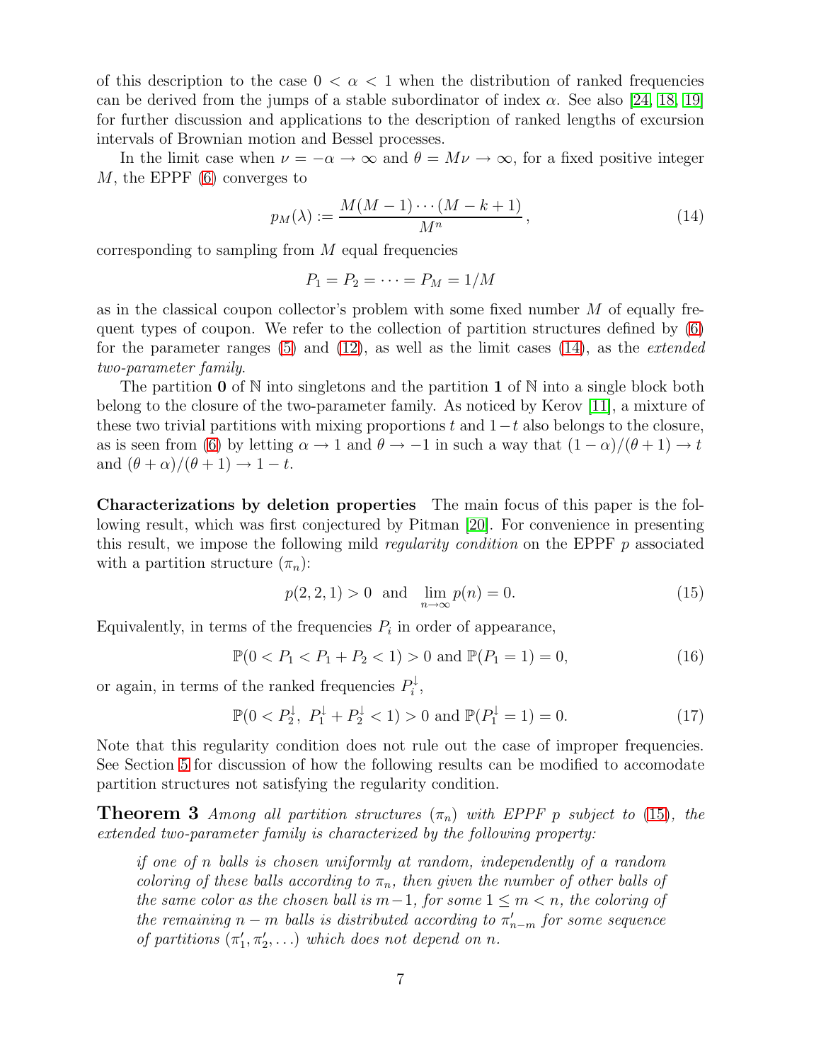of this description to the case $0 < \alpha < 1$ when the distribution of ranked frequencies can be derived from the jumps of a stable subordinator of index $\alpha$. See also [24, 18, 19] for further discussion and applications to the description of ranked lengths of excursion intervals of Brownian motion and Bessel processes.

In the limit case when $\nu = -\alpha \to \infty$ and $\theta = M\nu \to \infty$, for a fixed positive integer $M$, the EPPF (6) converges to

$$p_M(\lambda) := \frac{M(M-1)\cdots(M-k+1)}{M^n}, \tag{14}$$

corresponding to sampling from $M$ equal frequencies

$$P_1 = P_2 = \cdots = P_M = 1/M$$

as in the classical coupon collector's problem with some fixed number $M$ of equally frequent types of coupon. We refer to the collection of partition structures defined by (6) for the parameter ranges (5) and (12), as well as the limit cases (14), as the *extended two-parameter family*.

The partition $\mathbf{0}$ of $\mathbb{N}$ into singletons and the partition $\mathbf{1}$ of $\mathbb{N}$ into a single block both belong to the closure of the two-parameter family. As noticed by Kerov [11], a mixture of these two trivial partitions with mixing proportions $t$ and $1-t$ also belongs to the closure, as is seen from (6) by letting $\alpha \to 1$ and $\theta \to -1$ in such a way that $(1-\alpha)/(\theta+1) \to t$ and $(\theta+\alpha)/(\theta+1) \to 1-t$.

**Characterizations by deletion properties** The main focus of this paper is the following result, which was first conjectured by Pitman [20]. For convenience in presenting this result, we impose the following mild *regularity condition* on the EPPF $p$ associated with a partition structure $(\pi_n)$:

$$p(2,2,1) > 0 \ \text{ and } \ \lim_{n\to\infty} p(n) = 0. \tag{15}$$

Equivalently, in terms of the frequencies $P_i$ in order of appearance,

$$\mathbb{P}(0 < P_1 < P_1 + P_2 < 1) > 0 \text{ and } \mathbb{P}(P_1 = 1) = 0, \tag{16}$$

or again, in terms of the ranked frequencies $P_i^{\downarrow}$,

$$\mathbb{P}(0 < P_2^{\downarrow},\ P_1^{\downarrow} + P_2^{\downarrow} < 1) > 0 \text{ and } \mathbb{P}(P_1^{\downarrow} = 1) = 0. \tag{17}$$

Note that this regularity condition does not rule out the case of improper frequencies. See Section 5 for discussion of how the following results can be modified to accomodate partition structures not satisfying the regularity condition.

**Theorem 3** *Among all partition structures $(\pi_n)$ with EPPF $p$ subject to (15), the extended two-parameter family is characterized by the following property:*

> *if one of $n$ balls is chosen uniformly at random, independently of a random coloring of these balls according to $\pi_n$, then given the number of other balls of the same color as the chosen ball is $m-1$, for some $1 \le m < n$, the coloring of the remaining $n-m$ balls is distributed according to $\pi'_{n-m}$ for some sequence of partitions $(\pi'_1, \pi'_2, \ldots)$ which does not depend on $n$.*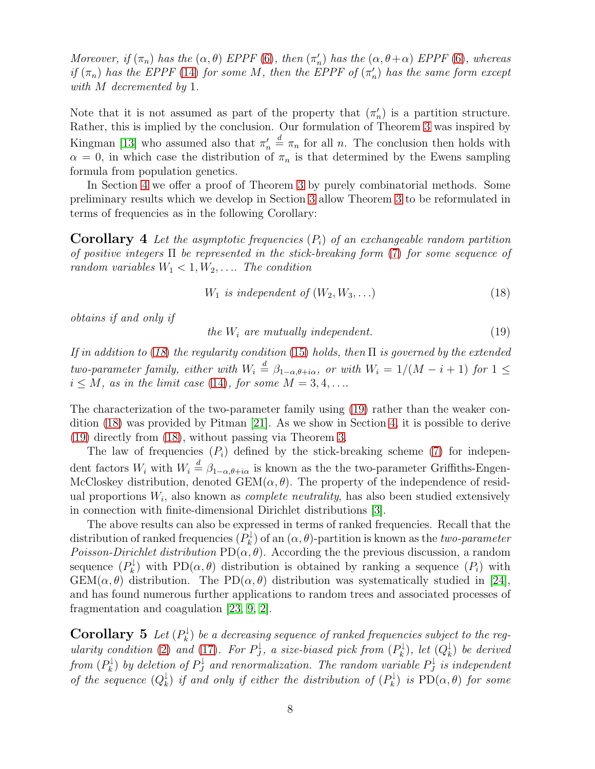*Moreover, if $(\pi_n)$ has the $(\alpha, \theta)$ EPPF (6), then $(\pi'_n)$ has the $(\alpha, \theta+\alpha)$ EPPF (6), whereas if $(\pi_n)$ has the EPPF (14) for some $M$, then the EPPF of $(\pi'_n)$ has the same form except with $M$ decremented by 1.*

Note that it is not assumed as part of the property that $(\pi'_n)$ is a partition structure. Rather, this is implied by the conclusion. Our formulation of Theorem 3 was inspired by Kingman [13] who assumed also that $\pi'_n \stackrel{d}{=} \pi_n$ for all $n$. The conclusion then holds with $\alpha = 0$, in which case the distribution of $\pi_n$ is that determined by the Ewens sampling formula from population genetics.

In Section 4 we offer a proof of Theorem 3 by purely combinatorial methods. Some preliminary results which we develop in Section 3 allow Theorem 3 to be reformulated in terms of frequencies as in the following Corollary:

**Corollary 4** *Let the asymptotic frequencies $(P_i)$ of an exchangeable random partition of positive integers $\Pi$ be represented in the stick-breaking form (7) for some sequence of random variables $W_1 < 1, W_2, \ldots$. The condition*

$$W_1 \text{ is independent of } (W_2, W_3, \ldots) \tag{18}$$

*obtains if and only if*

$$\text{the } W_i \text{ are mutually independent.} \tag{19}$$

*If in addition to (18) the regularity condition (15) holds, then $\Pi$ is governed by the extended two-parameter family, either with $W_i \stackrel{d}{=} \beta_{1-\alpha,\theta+i\alpha}$, or with $W_i = 1/(M-i+1)$ for $1 \leq i \leq M$, as in the limit case (14), for some $M = 3, 4, \ldots$.*

The characterization of the two-parameter family using (19) rather than the weaker condition (18) was provided by Pitman [21]. As we show in Section 4, it is possible to derive (19) directly from (18), without passing via Theorem 3.

The law of frequencies $(P_i)$ defined by the stick-breaking scheme (7) for independent factors $W_i$ with $W_i \stackrel{d}{=} \beta_{1-\alpha,\theta+i\alpha}$ is known as the the two-parameter Griffiths-Engen-McCloskey distribution, denoted $\mathrm{GEM}(\alpha, \theta)$. The property of the independence of residual proportions $W_i$, also known as *complete neutrality*, has also been studied extensively in connection with finite-dimensional Dirichlet distributions [3].

The above results can also be expressed in terms of ranked frequencies. Recall that the distribution of ranked frequencies $(P_k^\downarrow)$ of an $(\alpha, \theta)$-partition is known as the *two-parameter Poisson-Dirichlet distribution* $\mathrm{PD}(\alpha, \theta)$. According the the previous discussion, a random sequence $(P_k^\downarrow)$ with $\mathrm{PD}(\alpha, \theta)$ distribution is obtained by ranking a sequence $(P_i)$ with $\mathrm{GEM}(\alpha, \theta)$ distribution. The $\mathrm{PD}(\alpha, \theta)$ distribution was systematically studied in [24], and has found numerous further applications to random trees and associated processes of fragmentation and coagulation [23, 9, 2].

**Corollary 5** *Let $(P_k^\downarrow)$ be a decreasing sequence of ranked frequencies subject to the regularity condition (2) and (17). For $P_J^\downarrow$, a size-biased pick from $(P_k^\downarrow)$, let $(Q_k^\downarrow)$ be derived from $(P_k^\downarrow)$ by deletion of $P_J^\downarrow$ and renormalization. The random variable $P_J^\downarrow$ is independent of the sequence $(Q_k^\downarrow)$ if and only if either the distribution of $(P_k^\downarrow)$ is $\mathrm{PD}(\alpha, \theta)$ for some*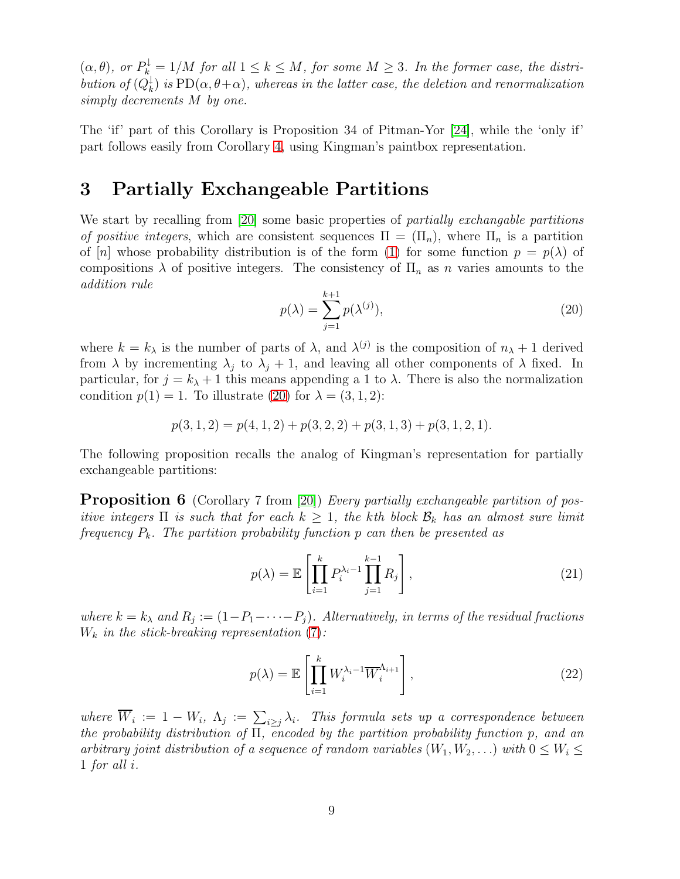*$(\alpha, \theta)$, or $P_k^{\downarrow} = 1/M$ for all $1 \leq k \leq M$, for some $M \geq 3$. In the former case, the distribution of $(Q_k^{\downarrow})$ is $\mathrm{PD}(\alpha, \theta+\alpha)$, whereas in the latter case, the deletion and renormalization simply decrements $M$ by one.*

The 'if' part of this Corollary is Proposition 34 of Pitman-Yor [24], while the 'only if' part follows easily from Corollary 4, using Kingman's paintbox representation.

# 3 Partially Exchangeable Partitions

We start by recalling from [20] some basic properties of *partially exchangable partitions of positive integers*, which are consistent sequences $\Pi = (\Pi_n)$, where $\Pi_n$ is a partition of $[n]$ whose probability distribution is of the form (1) for some function $p = p(\lambda)$ of compositions $\lambda$ of positive integers. The consistency of $\Pi_n$ as $n$ varies amounts to the *addition rule*

$$p(\lambda) = \sum_{j=1}^{k+1} p(\lambda^{(j)}), \tag{20}$$

where $k = k_\lambda$ is the number of parts of $\lambda$, and $\lambda^{(j)}$ is the composition of $n_\lambda + 1$ derived from $\lambda$ by incrementing $\lambda_j$ to $\lambda_j + 1$, and leaving all other components of $\lambda$ fixed. In particular, for $j = k_\lambda + 1$ this means appending a 1 to $\lambda$. There is also the normalization condition $p(1) = 1$. To illustrate (20) for $\lambda = (3, 1, 2)$:

$$p(3,1,2) = p(4,1,2) + p(3,2,2) + p(3,1,3) + p(3,1,2,1).$$

The following proposition recalls the analog of Kingman's representation for partially exchangeable partitions:

**Proposition 6** (Corollary 7 from [20]) *Every partially exchangeable partition of positive integers $\Pi$ is such that for each $k \geq 1$, the $k$th block $\mathcal{B}_k$ has an almost sure limit frequency $P_k$. The partition probability function $p$ can then be presented as*

$$p(\lambda) = \mathbb{E}\left[\prod_{i=1}^{k} P_i^{\lambda_i - 1} \prod_{j=1}^{k-1} R_j\right], \tag{21}$$

*where $k = k_\lambda$ and $R_j := (1 - P_1 - \cdots - P_j)$. Alternatively, in terms of the residual fractions $W_k$ in the stick-breaking representation (7):*

$$p(\lambda) = \mathbb{E}\left[\prod_{i=1}^{k} W_i^{\lambda_i - 1} \overline{W}_i^{\Lambda_{i+1}}\right], \tag{22}$$

*where $\overline{W}_i := 1 - W_i$, $\Lambda_j := \sum_{i \geq j} \lambda_i$. This formula sets up a correspondence between the probability distribution of $\Pi$, encoded by the partition probability function $p$, and an arbitrary joint distribution of a sequence of random variables $(W_1, W_2, \ldots)$ with $0 \leq W_i \leq 1$ for all $i$.*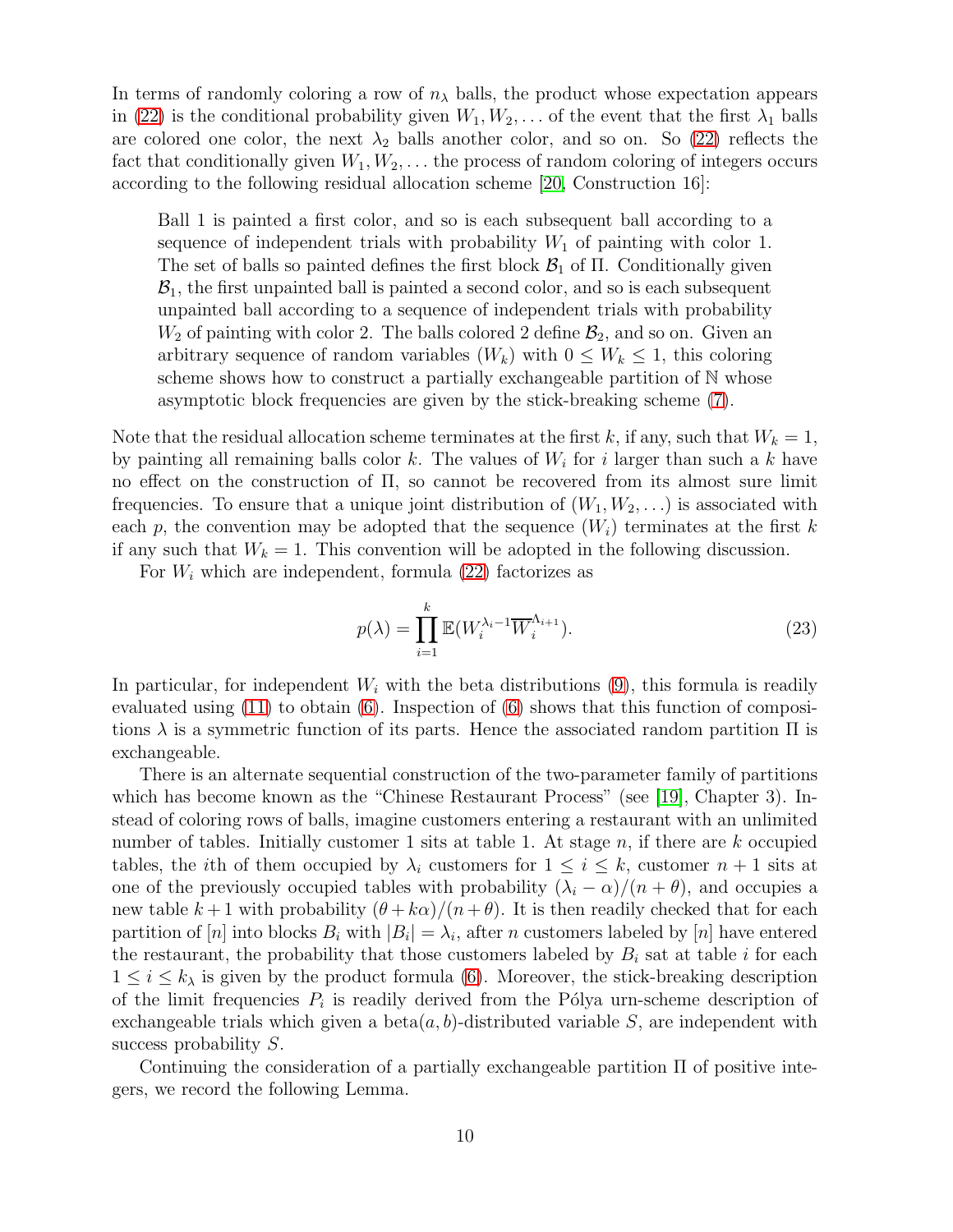In terms of randomly coloring a row of $n_\lambda$ balls, the product whose expectation appears in (22) is the conditional probability given $W_1, W_2, \ldots$ of the event that the first $\lambda_1$ balls are colored one color, the next $\lambda_2$ balls another color, and so on. So (22) reflects the fact that conditionally given $W_1, W_2, \ldots$ the process of random coloring of integers occurs according to the following residual allocation scheme [20, Construction 16]:

> Ball 1 is painted a first color, and so is each subsequent ball according to a sequence of independent trials with probability $W_1$ of painting with color 1. The set of balls so painted defines the first block $\mathcal{B}_1$ of $\Pi$. Conditionally given $\mathcal{B}_1$, the first unpainted ball is painted a second color, and so is each subsequent unpainted ball according to a sequence of independent trials with probability $W_2$ of painting with color 2. The balls colored 2 define $\mathcal{B}_2$, and so on. Given an arbitrary sequence of random variables $(W_k)$ with $0 \leq W_k \leq 1$, this coloring scheme shows how to construct a partially exchangeable partition of $\mathbb{N}$ whose asymptotic block frequencies are given by the stick-breaking scheme (7).

Note that the residual allocation scheme terminates at the first $k$, if any, such that $W_k = 1$, by painting all remaining balls color $k$. The values of $W_i$ for $i$ larger than such a $k$ have no effect on the construction of $\Pi$, so cannot be recovered from its almost sure limit frequencies. To ensure that a unique joint distribution of $(W_1, W_2, \ldots)$ is associated with each $p$, the convention may be adopted that the sequence $(W_i)$ terminates at the first $k$ if any such that $W_k = 1$. This convention will be adopted in the following discussion.

For $W_i$ which are independent, formula (22) factorizes as

$$p(\lambda) = \prod_{i=1}^{k} \mathbb{E}(W_i^{\lambda_i - 1} \overline{W}_i^{\Lambda_{i+1}}). \tag{23}$$

In particular, for independent $W_i$ with the beta distributions (9), this formula is readily evaluated using (11) to obtain (6). Inspection of (6) shows that this function of compositions $\lambda$ is a symmetric function of its parts. Hence the associated random partition $\Pi$ is exchangeable.

There is an alternate sequential construction of the two-parameter family of partitions which has become known as the "Chinese Restaurant Process" (see [19], Chapter 3). Instead of coloring rows of balls, imagine customers entering a restaurant with an unlimited number of tables. Initially customer 1 sits at table 1. At stage $n$, if there are $k$ occupied tables, the $i$th of them occupied by $\lambda_i$ customers for $1 \leq i \leq k$, customer $n+1$ sits at one of the previously occupied tables with probability $(\lambda_i - \alpha)/(n + \theta)$, and occupies a new table $k+1$ with probability $(\theta + k\alpha)/(n + \theta)$. It is then readily checked that for each partition of $[n]$ into blocks $B_i$ with $|B_i| = \lambda_i$, after $n$ customers labeled by $[n]$ have entered the restaurant, the probability that those customers labeled by $B_i$ sat at table $i$ for each $1 \leq i \leq k_\lambda$ is given by the product formula (6). Moreover, the stick-breaking description of the limit frequencies $P_i$ is readily derived from the Pólya urn-scheme description of exchangeable trials which given a beta$(a, b)$-distributed variable $S$, are independent with success probability $S$.

Continuing the consideration of a partially exchangeable partition $\Pi$ of positive integers, we record the following Lemma.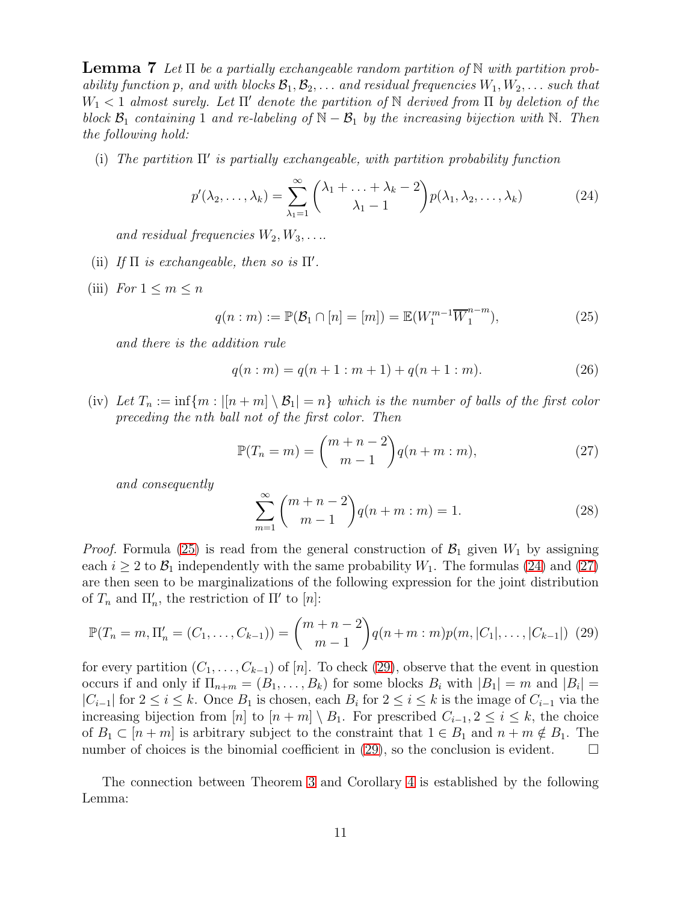**Lemma 7** *Let $\Pi$ be a partially exchangeable random partition of $\mathbb{N}$ with partition probability function $p$, and with blocks $\mathcal{B}_1, \mathcal{B}_2, \dots$ and residual frequencies $W_1, W_2, \dots$ such that $W_1 < 1$ almost surely. Let $\Pi'$ denote the partition of $\mathbb{N}$ derived from $\Pi$ by deletion of the block $\mathcal{B}_1$ containing 1 and re-labeling of $\mathbb{N} - \mathcal{B}_1$ by the increasing bijection with $\mathbb{N}$. Then the following hold:*

(i) *The partition $\Pi'$ is partially exchangeable, with partition probability function*

$$p'(\lambda_2, \dots, \lambda_k) = \sum_{\lambda_1=1}^{\infty} \binom{\lambda_1 + \dots + \lambda_k - 2}{\lambda_1 - 1} p(\lambda_1, \lambda_2, \dots, \lambda_k) \tag{24}$$

*and residual frequencies $W_2, W_3, \dots$.*

(ii) *If $\Pi$ is exchangeable, then so is $\Pi'$.*

(iii) *For $1 \le m \le n$*

$$q(n : m) := \mathbb{P}(\mathcal{B}_1 \cap [n] = [m]) = \mathbb{E}(W_1^{m-1} \overline{W}_1^{n-m}), \tag{25}$$

*and there is the addition rule*

$$q(n : m) = q(n + 1 : m + 1) + q(n + 1 : m). \tag{26}$$

(iv) *Let $T_n := \inf\{m : |[n + m] \setminus \mathcal{B}_1| = n\}$ which is the number of balls of the first color preceding the $n$th ball not of the first color. Then*

$$\mathbb{P}(T_n = m) = \binom{m + n - 2}{m - 1} q(n + m : m), \tag{27}$$

*and consequently*

$$\sum_{m=1}^{\infty} \binom{m + n - 2}{m - 1} q(n + m : m) = 1. \tag{28}$$

*Proof.* Formula (25) is read from the general construction of $\mathcal{B}_1$ given $W_1$ by assigning each $i \ge 2$ to $\mathcal{B}_1$ independently with the same probability $W_1$. The formulas (24) and (27) are then seen to be marginalizations of the following expression for the joint distribution of $T_n$ and $\Pi'_n$, the restriction of $\Pi'$ to $[n]$:

$$\mathbb{P}(T_n = m, \Pi'_n = (C_1, \dots, C_{k-1})) = \binom{m + n - 2}{m - 1} q(n + m : m) p(m, |C_1|, \dots, |C_{k-1}|) \tag{29}$$

for every partition $(C_1, \dots, C_{k-1})$ of $[n]$. To check (29), observe that the event in question occurs if and only if $\Pi_{n+m} = (B_1, \dots, B_k)$ for some blocks $B_i$ with $|B_1| = m$ and $|B_i| = |C_{i-1}|$ for $2 \le i \le k$. Once $B_1$ is chosen, each $B_i$ for $2 \le i \le k$ is the image of $C_{i-1}$ via the increasing bijection from $[n]$ to $[n + m] \setminus B_1$. For prescribed $C_{i-1}, 2 \le i \le k$, the choice of $B_1 \subset [n + m]$ is arbitrary subject to the constraint that $1 \in B_1$ and $n + m \notin B_1$. The number of choices is the binomial coefficient in (29), so the conclusion is evident. $\square$

The connection between Theorem 3 and Corollary 4 is established by the following Lemma: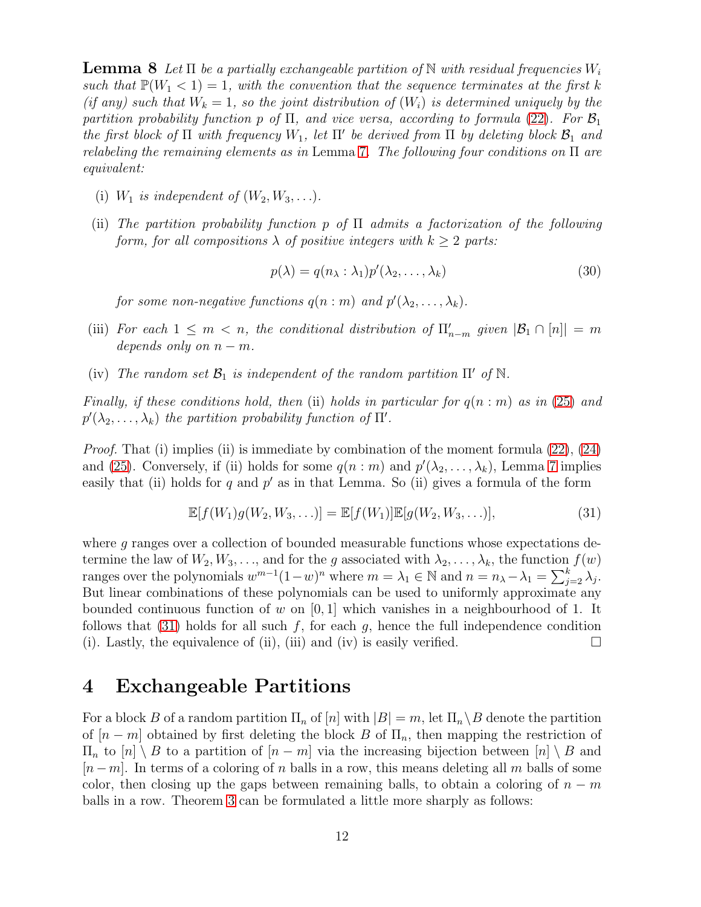**Lemma 8** *Let $\Pi$ be a partially exchangeable partition of $\mathbb{N}$ with residual frequencies $W_i$ such that $\mathbb{P}(W_1 < 1) = 1$, with the convention that the sequence terminates at the first $k$ (if any) such that $W_k = 1$, so the joint distribution of $(W_i)$ is determined uniquely by the partition probability function $p$ of $\Pi$, and vice versa, according to formula (22). For $\mathcal{B}_1$ the first block of $\Pi$ with frequency $W_1$, let $\Pi'$ be derived from $\Pi$ by deleting block $\mathcal{B}_1$ and relabeling the remaining elements as in* Lemma 7*. The following four conditions on $\Pi$ are equivalent:*

- (i) *$W_1$ is independent of $(W_2, W_3, \ldots)$.*
- (ii) *The partition probability function $p$ of $\Pi$ admits a factorization of the following form, for all compositions $\lambda$ of positive integers with $k \geq 2$ parts:*

$$p(\lambda) = q(n_\lambda : \lambda_1) p'(\lambda_2, \ldots, \lambda_k) \tag{30}$$

  *for some non-negative functions $q(n : m)$ and $p'(\lambda_2, \ldots, \lambda_k)$.*
- (iii) *For each $1 \leq m < n$, the conditional distribution of $\Pi'_{n-m}$ given $|\mathcal{B}_1 \cap [n]| = m$ depends only on $n - m$.*
- (iv) *The random set $\mathcal{B}_1$ is independent of the random partition $\Pi'$ of $\mathbb{N}$.*

*Finally, if these conditions hold, then* (ii) *holds in particular for $q(n : m)$ as in (25) and $p'(\lambda_2, \ldots, \lambda_k)$ the partition probability function of $\Pi'$.*

*Proof.* That (i) implies (ii) is immediate by combination of the moment formula (22), (24) and (25). Conversely, if (ii) holds for some $q(n : m)$ and $p'(\lambda_2, \ldots, \lambda_k)$, Lemma 7 implies easily that (ii) holds for $q$ and $p'$ as in that Lemma. So (ii) gives a formula of the form

$$\mathbb{E}[f(W_1)g(W_2, W_3, \ldots)] = \mathbb{E}[f(W_1)]\mathbb{E}[g(W_2, W_3, \ldots)], \tag{31}$$

where $g$ ranges over a collection of bounded measurable functions whose expectations determine the law of $W_2, W_3, \ldots$, and for the $g$ associated with $\lambda_2, \ldots, \lambda_k$, the function $f(w)$ ranges over the polynomials $w^{m-1}(1-w)^n$ where $m = \lambda_1 \in \mathbb{N}$ and $n = n_\lambda - \lambda_1 = \sum_{j=2}^{k} \lambda_j$. But linear combinations of these polynomials can be used to uniformly approximate any bounded continuous function of $w$ on $[0, 1]$ which vanishes in a neighbourhood of 1. It follows that (31) holds for all such $f$, for each $g$, hence the full independence condition (i). Lastly, the equivalence of (ii), (iii) and (iv) is easily verified. □

## 4 Exchangeable Partitions

For a block $B$ of a random partition $\Pi_n$ of $[n]$ with $|B| = m$, let $\Pi_n \backslash B$ denote the partition of $[n - m]$ obtained by first deleting the block $B$ of $\Pi_n$, then mapping the restriction of $\Pi_n$ to $[n] \setminus B$ to a partition of $[n - m]$ via the increasing bijection between $[n] \setminus B$ and $[n - m]$. In terms of a coloring of $n$ balls in a row, this means deleting all $m$ balls of some color, then closing up the gaps between remaining balls, to obtain a coloring of $n - m$ balls in a row. Theorem 3 can be formulated a little more sharply as follows: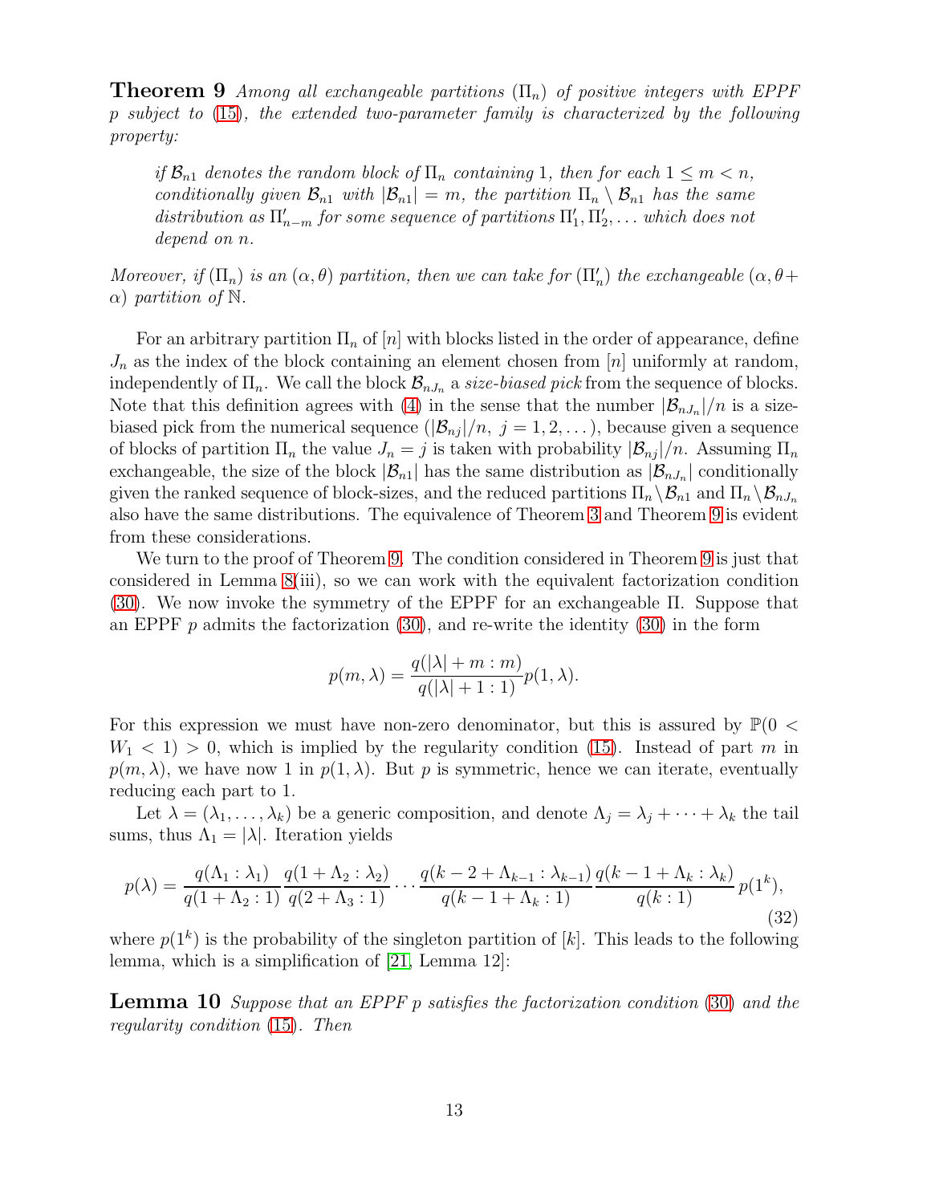**Theorem 9** *Among all exchangeable partitions* $(\Pi_n)$ *of positive integers with EPPF* $p$ *subject to* (15)*, the extended two-parameter family is characterized by the following property:*

> *if* $\mathcal{B}_{n1}$ *denotes the random block of* $\Pi_n$ *containing* 1*, then for each* $1 \leq m < n$*, conditionally given* $\mathcal{B}_{n1}$ *with* $|\mathcal{B}_{n1}| = m$*, the partition* $\Pi_n \setminus \mathcal{B}_{n1}$ *has the same distribution as* $\Pi'_{n-m}$ *for some sequence of partitions* $\Pi'_1, \Pi'_2, \dots$ *which does not depend on* $n$*.*

*Moreover, if* $(\Pi_n)$ *is an* $(\alpha, \theta)$ *partition, then we can take for* $(\Pi'_n)$ *the exchangeable* $(\alpha, \theta + \alpha)$ *partition of* $\mathbb{N}$*.*

For an arbitrary partition $\Pi_n$ of $[n]$ with blocks listed in the order of appearance, define $J_n$ as the index of the block containing an element chosen from $[n]$ uniformly at random, independently of $\Pi_n$. We call the block $\mathcal{B}_{nJ_n}$ a *size-biased pick* from the sequence of blocks. Note that this definition agrees with (4) in the sense that the number $|\mathcal{B}_{nJ_n}|/n$ is a size-biased pick from the numerical sequence $(|\mathcal{B}_{nj}|/n,\ j = 1, 2, \dots)$, because given a sequence of blocks of partition $\Pi_n$ the value $J_n = j$ is taken with probability $|\mathcal{B}_{nj}|/n$. Assuming $\Pi_n$ exchangeable, the size of the block $|\mathcal{B}_{n1}|$ has the same distribution as $|\mathcal{B}_{nJ_n}|$ conditionally given the ranked sequence of block-sizes, and the reduced partitions $\Pi_n \setminus \mathcal{B}_{n1}$ and $\Pi_n \setminus \mathcal{B}_{nJ_n}$ also have the same distributions. The equivalence of Theorem 3 and Theorem 9 is evident from these considerations.

We turn to the proof of Theorem 9. The condition considered in Theorem 9 is just that considered in Lemma 8(iii), so we can work with the equivalent factorization condition (30). We now invoke the symmetry of the EPPF for an exchangeable $\Pi$. Suppose that an EPPF $p$ admits the factorization (30), and re-write the identity (30) in the form

$$p(m, \lambda) = \frac{q(|\lambda| + m : m)}{q(|\lambda| + 1 : 1)} p(1, \lambda).$$

For this expression we must have non-zero denominator, but this is assured by $\mathbb{P}(0 < W_1 < 1) > 0$, which is implied by the regularity condition (15). Instead of part $m$ in $p(m, \lambda)$, we have now 1 in $p(1, \lambda)$. But $p$ is symmetric, hence we can iterate, eventually reducing each part to 1.

Let $\lambda = (\lambda_1, \dots, \lambda_k)$ be a generic composition, and denote $\Lambda_j = \lambda_j + \dots + \lambda_k$ the tail sums, thus $\Lambda_1 = |\lambda|$. Iteration yields

$$p(\lambda) = \frac{q(\Lambda_1 : \lambda_1)}{q(1 + \Lambda_2 : 1)} \frac{q(1 + \Lambda_2 : \lambda_2)}{q(2 + \Lambda_3 : 1)} \cdots \frac{q(k - 2 + \Lambda_{k-1} : \lambda_{k-1})}{q(k - 1 + \Lambda_k : 1)} \frac{q(k - 1 + \Lambda_k : \lambda_k)}{q(k : 1)} p(1^k), \tag{32}$$

where $p(1^k)$ is the probability of the singleton partition of $[k]$. This leads to the following lemma, which is a simplification of [21, Lemma 12]:

**Lemma 10** *Suppose that an EPPF* $p$ *satisfies the factorization condition* (30) *and the regularity condition* (15)*. Then*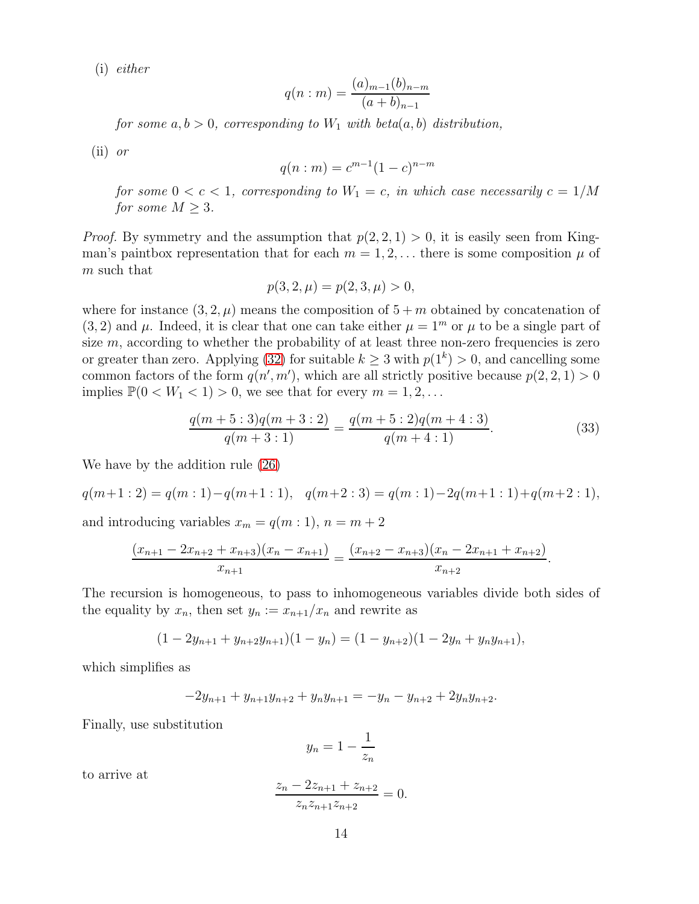(i) *either*

$$q(n:m) = \frac{(a)_{m-1}(b)_{n-m}}{(a+b)_{n-1}}$$

*for some $a, b > 0$, corresponding to $W_1$ with beta$(a, b)$ distribution,*

(ii) *or*

$$q(n:m) = c^{m-1}(1-c)^{n-m}$$

*for some $0 < c < 1$, corresponding to $W_1 = c$, in which case necessarily $c = 1/M$ for some $M \geq 3$.*

*Proof.* By symmetry and the assumption that $p(2, 2, 1) > 0$, it is easily seen from Kingman's paintbox representation that for each $m = 1, 2, \ldots$ there is some composition $\mu$ of $m$ such that

$$p(3, 2, \mu) = p(2, 3, \mu) > 0,$$

where for instance $(3, 2, \mu)$ means the composition of $5 + m$ obtained by concatenation of $(3, 2)$ and $\mu$. Indeed, it is clear that one can take either $\mu = 1^m$ or $\mu$ to be a single part of size $m$, according to whether the probability of at least three non-zero frequencies is zero or greater than zero. Applying (32) for suitable $k \geq 3$ with $p(1^k) > 0$, and cancelling some common factors of the form $q(n', m')$, which are all strictly positive because $p(2, 2, 1) > 0$ implies $\mathbb{P}(0 < W_1 < 1) > 0$, we see that for every $m = 1, 2, \ldots$

$$\frac{q(m+5:3)q(m+3:2)}{q(m+3:1)} = \frac{q(m+5:2)q(m+4:3)}{q(m+4:1)}. \tag{33}$$

We have by the addition rule (26)

$$q(m+1:2) = q(m:1) - q(m+1:1), \quad q(m+2:3) = q(m:1) - 2q(m+1:1) + q(m+2:1),$$

and introducing variables $x_m = q(m:1)$, $n = m+2$

$$\frac{(x_{n+1} - 2x_{n+2} + x_{n+3})(x_n - x_{n+1})}{x_{n+1}} = \frac{(x_{n+2} - x_{n+3})(x_n - 2x_{n+1} + x_{n+2})}{x_{n+2}}.$$

The recursion is homogeneous, to pass to inhomogeneous variables divide both sides of the equality by $x_n$, then set $y_n := x_{n+1}/x_n$ and rewrite as

$$(1 - 2y_{n+1} + y_{n+2}y_{n+1})(1 - y_n) = (1 - y_{n+2})(1 - 2y_n + y_n y_{n+1}),$$

which simplifies as

$$-2y_{n+1} + y_{n+1}y_{n+2} + y_n y_{n+1} = -y_n - y_{n+2} + 2y_n y_{n+2}.$$

Finally, use substitution

$$y_n = 1 - \frac{1}{z_n}$$

to arrive at

$$\frac{z_n - 2z_{n+1} + z_{n+2}}{z_n z_{n+1} z_{n+2}} = 0.$$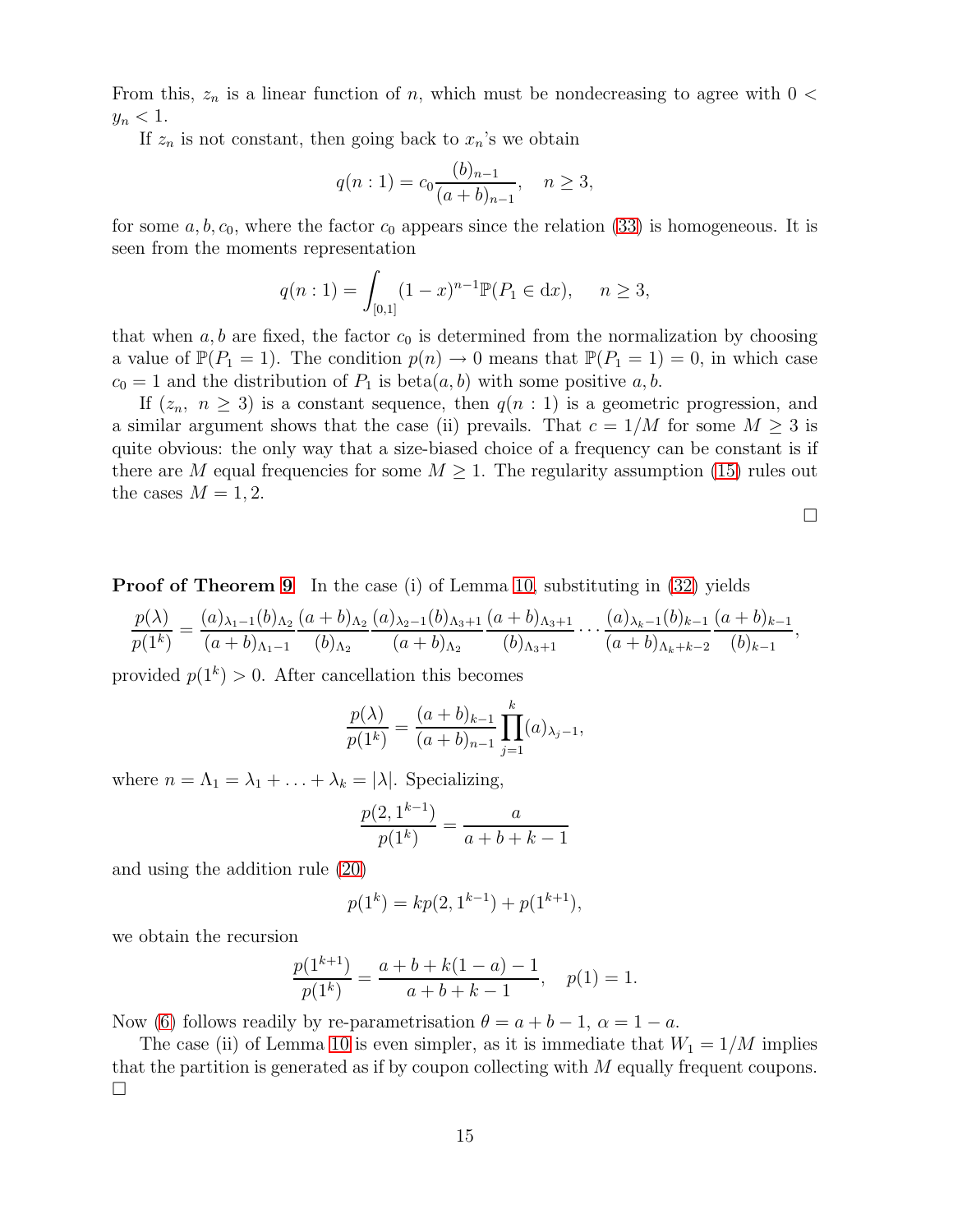From this, $z_n$ is a linear function of $n$, which must be nondecreasing to agree with $0 < y_n < 1$.

If $z_n$ is not constant, then going back to $x_n$'s we obtain

$$q(n:1) = c_0 \frac{(b)_{n-1}}{(a+b)_{n-1}}, \quad n \geq 3,$$

for some $a, b, c_0$, where the factor $c_0$ appears since the relation (33) is homogeneous. It is seen from the moments representation

$$q(n:1) = \int_{[0,1]} (1-x)^{n-1} \mathbb{P}(P_1 \in \mathrm{d}x), \quad n \geq 3,$$

that when $a, b$ are fixed, the factor $c_0$ is determined from the normalization by choosing a value of $\mathbb{P}(P_1 = 1)$. The condition $p(n) \to 0$ means that $\mathbb{P}(P_1 = 1) = 0$, in which case $c_0 = 1$ and the distribution of $P_1$ is beta$(a, b)$ with some positive $a, b$.

If $(z_n,\ n \geq 3)$ is a constant sequence, then $q(n:1)$ is a geometric progression, and a similar argument shows that the case (ii) prevails. That $c = 1/M$ for some $M \geq 3$ is quite obvious: the only way that a size-biased choice of a frequency can be constant is if there are $M$ equal frequencies for some $M \geq 1$. The regularity assumption (15) rules out the cases $M = 1, 2$.

□

**Proof of Theorem 9** In the case (i) of Lemma 10, substituting in (32) yields

$$\frac{p(\lambda)}{p(1^k)} = \frac{(a)_{\lambda_1 - 1}(b)_{\Lambda_2}}{(a+b)_{\Lambda_1 - 1}} \frac{(a+b)_{\Lambda_2}}{(b)_{\Lambda_2}} \frac{(a)_{\lambda_2 - 1}(b)_{\Lambda_3 + 1}}{(a+b)_{\Lambda_2}} \frac{(a+b)_{\Lambda_3 + 1}}{(b)_{\Lambda_3 + 1}} \cdots \frac{(a)_{\lambda_k - 1}(b)_{k-1}}{(a+b)_{\Lambda_k + k - 2}} \frac{(a+b)_{k-1}}{(b)_{k-1}},$$

provided $p(1^k) > 0$. After cancellation this becomes

$$\frac{p(\lambda)}{p(1^k)} = \frac{(a+b)_{k-1}}{(a+b)_{n-1}} \prod_{j=1}^{k} (a)_{\lambda_j - 1},$$

where $n = \Lambda_1 = \lambda_1 + \ldots + \lambda_k = |\lambda|$. Specializing,

$$\frac{p(2, 1^{k-1})}{p(1^k)} = \frac{a}{a+b+k-1}$$

and using the addition rule (20)

$$p(1^k) = kp(2, 1^{k-1}) + p(1^{k+1}),$$

we obtain the recursion

$$\frac{p(1^{k+1})}{p(1^k)} = \frac{a+b+k(1-a)-1}{a+b+k-1}, \quad p(1) = 1.$$

Now (6) follows readily by re-parametrisation $\theta = a + b - 1$, $\alpha = 1 - a$.

The case (ii) of Lemma 10 is even simpler, as it is immediate that $W_1 = 1/M$ implies that the partition is generated as if by coupon collecting with $M$ equally frequent coupons. □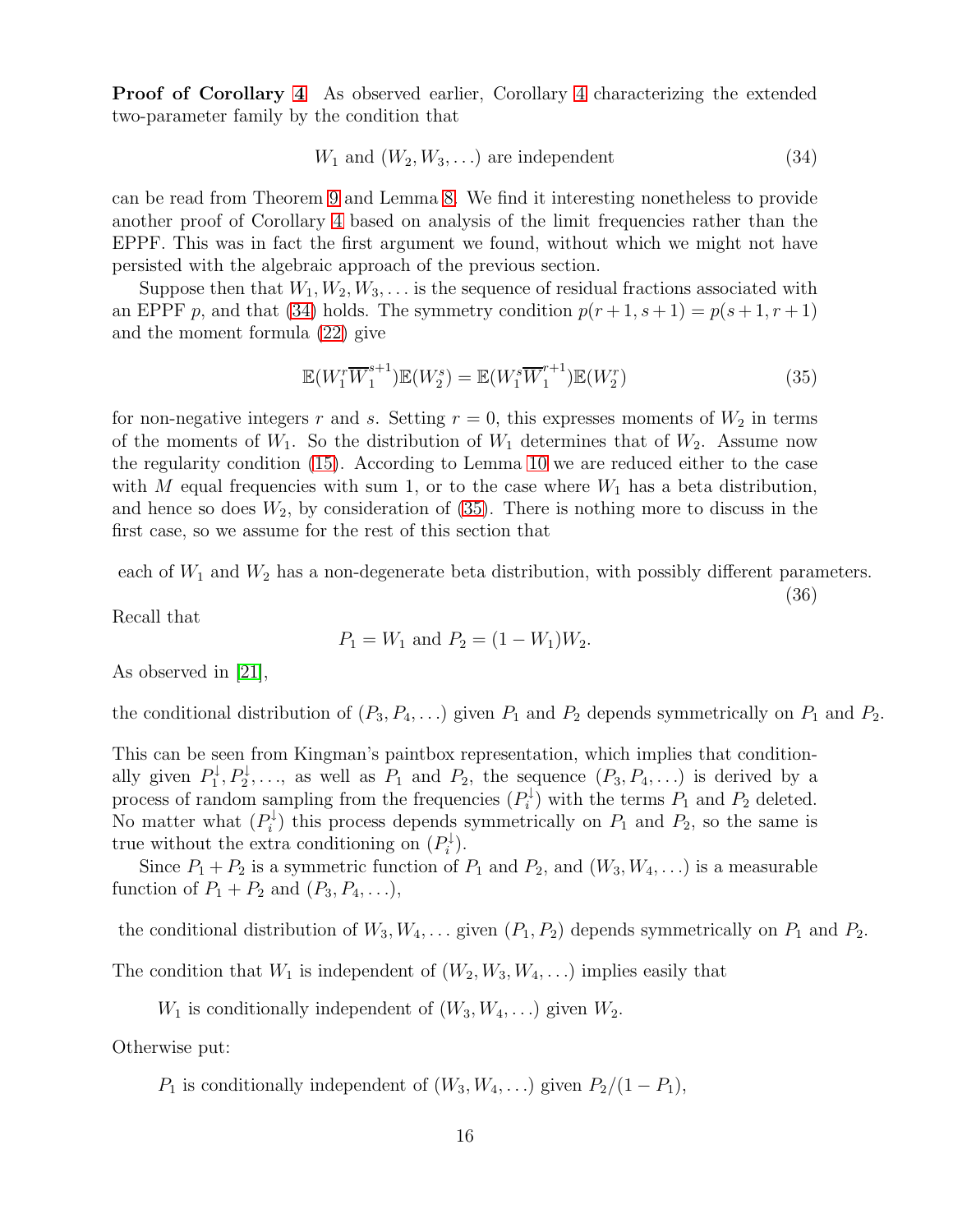**Proof of Corollary 4** As observed earlier, Corollary 4 characterizing the extended two-parameter family by the condition that

$$W_1 \text{ and } (W_2, W_3, \dots) \text{ are independent} \tag{34}$$

can be read from Theorem 9 and Lemma 8. We find it interesting nonetheless to provide another proof of Corollary 4 based on analysis of the limit frequencies rather than the EPPF. This was in fact the first argument we found, without which we might not have persisted with the algebraic approach of the previous section.

Suppose then that $W_1, W_2, W_3, \dots$ is the sequence of residual fractions associated with an EPPF $p$, and that (34) holds. The symmetry condition $p(r+1, s+1) = p(s+1, r+1)$ and the moment formula (22) give

$$\mathbb{E}(W_1^r \overline{W}_1^{s+1})\mathbb{E}(W_2^s) = \mathbb{E}(W_1^s \overline{W}_1^{r+1})\mathbb{E}(W_2^r) \tag{35}$$

for non-negative integers $r$ and $s$. Setting $r = 0$, this expresses moments of $W_2$ in terms of the moments of $W_1$. So the distribution of $W_1$ determines that of $W_2$. Assume now the regularity condition (15). According to Lemma 10 we are reduced either to the case with $M$ equal frequencies with sum 1, or to the case where $W_1$ has a beta distribution, and hence so does $W_2$, by consideration of (35). There is nothing more to discuss in the first case, so we assume for the rest of this section that

$$\text{each of } W_1 \text{ and } W_2 \text{ has a non-degenerate beta distribution, with possibly different parameters.} \tag{36}$$

Recall that

$$P_1 = W_1 \text{ and } P_2 = (1 - W_1)W_2.$$

As observed in [21],

the conditional distribution of $(P_3, P_4, \dots)$ given $P_1$ and $P_2$ depends symmetrically on $P_1$ and $P_2$.

This can be seen from Kingman's paintbox representation, which implies that conditionally given $P_1^\downarrow, P_2^\downarrow, \dots$, as well as $P_1$ and $P_2$, the sequence $(P_3, P_4, \dots)$ is derived by a process of random sampling from the frequencies $(P_i^\downarrow)$ with the terms $P_1$ and $P_2$ deleted. No matter what $(P_i^\downarrow)$ this process depends symmetrically on $P_1$ and $P_2$, so the same is true without the extra conditioning on $(P_i^\downarrow)$.

Since $P_1 + P_2$ is a symmetric function of $P_1$ and $P_2$, and $(W_3, W_4, \dots)$ is a measurable function of $P_1 + P_2$ and $(P_3, P_4, \dots)$,

the conditional distribution of $W_3, W_4, \dots$ given $(P_1, P_2)$ depends symmetrically on $P_1$ and $P_2$.

The condition that $W_1$ is independent of $(W_2, W_3, W_4, \dots)$ implies easily that

$W_1$ is conditionally independent of $(W_3, W_4, \dots)$ given $W_2$.

Otherwise put:

$P_1$ is conditionally independent of $(W_3, W_4, \dots)$ given $P_2/(1 - P_1)$,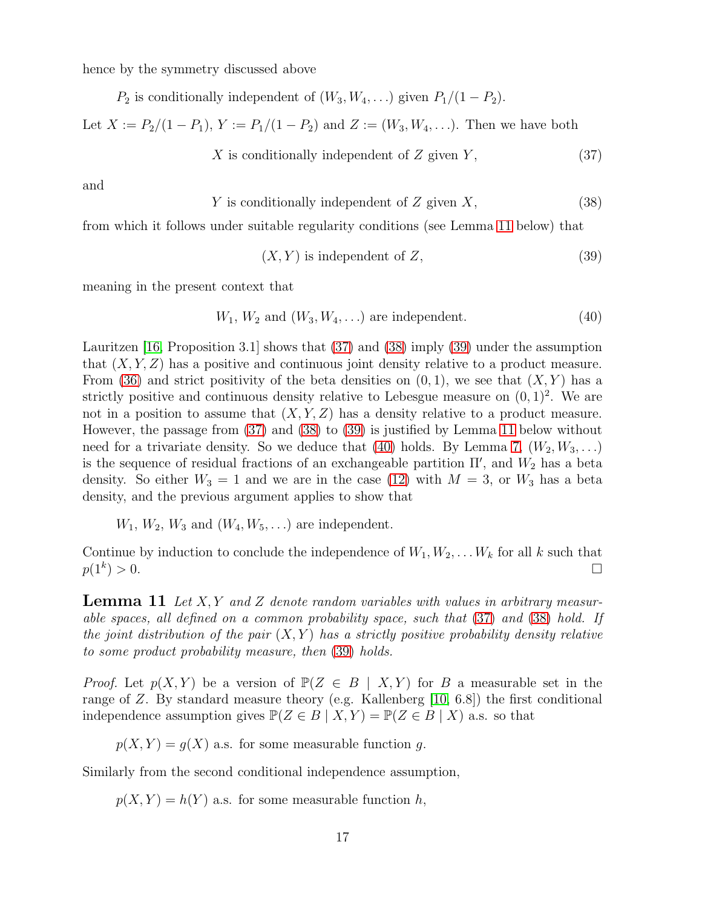hence by the symmetry discussed above

$P_2$ is conditionally independent of $(W_3, W_4, \ldots)$ given $P_1/(1-P_2)$.

Let $X := P_2/(1-P_1)$, $Y := P_1/(1-P_2)$ and $Z := (W_3, W_4, \ldots)$. Then we have both

$$X \text{ is conditionally independent of } Z \text{ given } Y, \tag{37}$$

and

$$Y \text{ is conditionally independent of } Z \text{ given } X, \tag{38}$$

from which it follows under suitable regularity conditions (see Lemma 11 below) that

$$(X, Y) \text{ is independent of } Z, \tag{39}$$

meaning in the present context that

$$W_1, \, W_2 \text{ and } (W_3, W_4, \ldots) \text{ are independent.} \tag{40}$$

Lauritzen [16, Proposition 3.1] shows that (37) and (38) imply (39) under the assumption that $(X, Y, Z)$ has a positive and continuous joint density relative to a product measure. From (36) and strict positivity of the beta densities on $(0, 1)$, we see that $(X, Y)$ has a strictly positive and continuous density relative to Lebesgue measure on $(0, 1)^2$. We are not in a position to assume that $(X, Y, Z)$ has a density relative to a product measure. However, the passage from (37) and (38) to (39) is justified by Lemma 11 below without need for a trivariate density. So we deduce that (40) holds. By Lemma 7, $(W_2, W_3, \ldots)$ is the sequence of residual fractions of an exchangeable partition $\Pi'$, and $W_2$ has a beta density. So either $W_3 = 1$ and we are in the case (12) with $M = 3$, or $W_3$ has a beta density, and the previous argument applies to show that

$W_1$, $W_2$, $W_3$ and $(W_4, W_5, \ldots)$ are independent.

Continue by induction to conclude the independence of $W_1, W_2, \ldots W_k$ for all $k$ such that $p(1^k) > 0$. □

**Lemma 11** *Let $X, Y$ and $Z$ denote random variables with values in arbitrary measurable spaces, all defined on a common probability space, such that (37) and (38) hold. If the joint distribution of the pair $(X, Y)$ has a strictly positive probability density relative to some product probability measure, then (39) holds.*

*Proof.* Let $p(X, Y)$ be a version of $\mathbb{P}(Z \in B \mid X, Y)$ for $B$ a measurable set in the range of $Z$. By standard measure theory (e.g. Kallenberg [10, 6.8]) the first conditional independence assumption gives $\mathbb{P}(Z \in B \mid X, Y) = \mathbb{P}(Z \in B \mid X)$ a.s. so that

$p(X, Y) = g(X)$ a.s. for some measurable function $g$.

Similarly from the second conditional independence assumption,

$p(X, Y) = h(Y)$ a.s. for some measurable function $h$,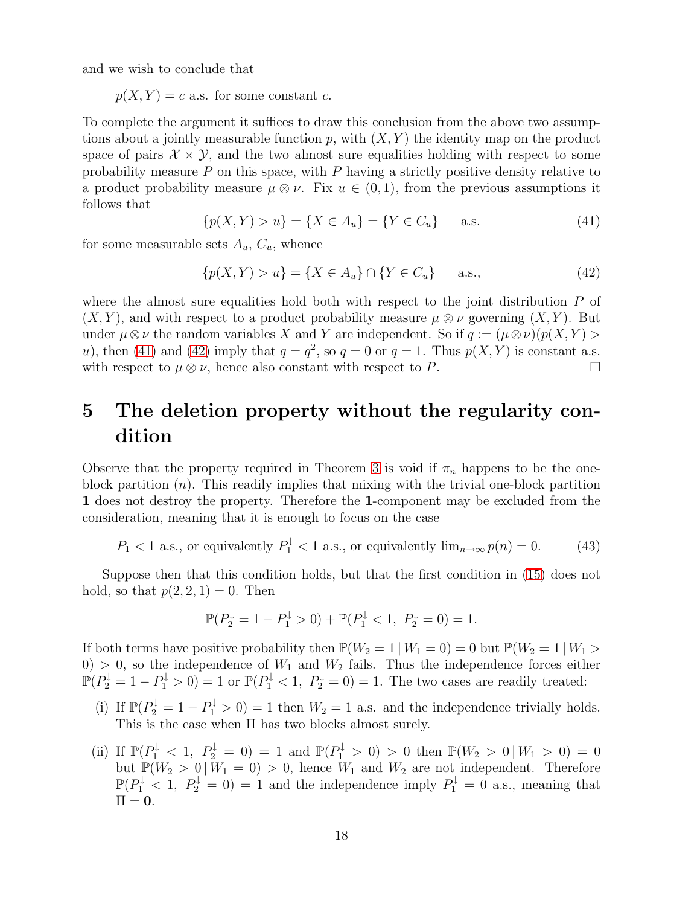and we wish to conclude that

$$p(X,Y) = c \text{ a.s. for some constant } c.$$

To complete the argument it suffices to draw this conclusion from the above two assumptions about a jointly measurable function $p$, with $(X,Y)$ the identity map on the product space of pairs $\mathcal{X} \times \mathcal{Y}$, and the two almost sure equalities holding with respect to some probability measure $P$ on this space, with $P$ having a strictly positive density relative to a product probability measure $\mu \otimes \nu$. Fix $u \in (0,1)$, from the previous assumptions it follows that

$$\{p(X,Y) > u\} = \{X \in A_u\} = \{Y \in C_u\} \qquad \text{a.s.} \tag{41}$$

for some measurable sets $A_u$, $C_u$, whence

$$\{p(X,Y) > u\} = \{X \in A_u\} \cap \{Y \in C_u\} \qquad \text{a.s.}, \tag{42}$$

where the almost sure equalities hold both with respect to the joint distribution $P$ of $(X,Y)$, and with respect to a product probability measure $\mu \otimes \nu$ governing $(X,Y)$. But under $\mu \otimes \nu$ the random variables $X$ and $Y$ are independent. So if $q := (\mu \otimes \nu)(p(X,Y) > u)$, then (41) and (42) imply that $q = q^2$, so $q = 0$ or $q = 1$. Thus $p(X,Y)$ is constant a.s. with respect to $\mu \otimes \nu$, hence also constant with respect to $P$. □

# 5 The deletion property without the regularity condition

Observe that the property required in Theorem 3 is void if $\pi_n$ happens to be the one-block partition $(n)$. This readily implies that mixing with the trivial one-block partition $\mathbf{1}$ does not destroy the property. Therefore the $\mathbf{1}$-component may be excluded from the consideration, meaning that it is enough to focus on the case

$$P_1 < 1 \text{ a.s., or equivalently } P_1^{\downarrow} < 1 \text{ a.s., or equivalently } \lim_{n\to\infty} p(n) = 0. \tag{43}$$

Suppose then that this condition holds, but that the first condition in (15) does not hold, so that $p(2,2,1) = 0$. Then

$$\mathbb{P}(P_2^{\downarrow} = 1 - P_1^{\downarrow} > 0) + \mathbb{P}(P_1^{\downarrow} < 1,\ P_2^{\downarrow} = 0) = 1.$$

If both terms have positive probability then $\mathbb{P}(W_2 = 1 \,|\, W_1 = 0) = 0$ but $\mathbb{P}(W_2 = 1 \,|\, W_1 > 0) > 0$, so the independence of $W_1$ and $W_2$ fails. Thus the independence forces either $\mathbb{P}(P_2^{\downarrow} = 1 - P_1^{\downarrow} > 0) = 1$ or $\mathbb{P}(P_1^{\downarrow} < 1,\ P_2^{\downarrow} = 0) = 1$. The two cases are readily treated:

(i) If $\mathbb{P}(P_2^{\downarrow} = 1 - P_1^{\downarrow} > 0) = 1$ then $W_2 = 1$ a.s. and the independence trivially holds. This is the case when $\Pi$ has two blocks almost surely.

(ii) If $\mathbb{P}(P_1^{\downarrow} < 1,\ P_2^{\downarrow} = 0) = 1$ and $\mathbb{P}(P_1^{\downarrow} > 0) > 0$ then $\mathbb{P}(W_2 > 0 \,|\, W_1 > 0) = 0$ but $\mathbb{P}(W_2 > 0 \,|\, W_1 = 0) > 0$, hence $W_1$ and $W_2$ are not independent. Therefore $\mathbb{P}(P_1^{\downarrow} < 1,\ P_2^{\downarrow} = 0) = 1$ and the independence imply $P_1^{\downarrow} = 0$ a.s., meaning that $\Pi = \mathbf{0}$.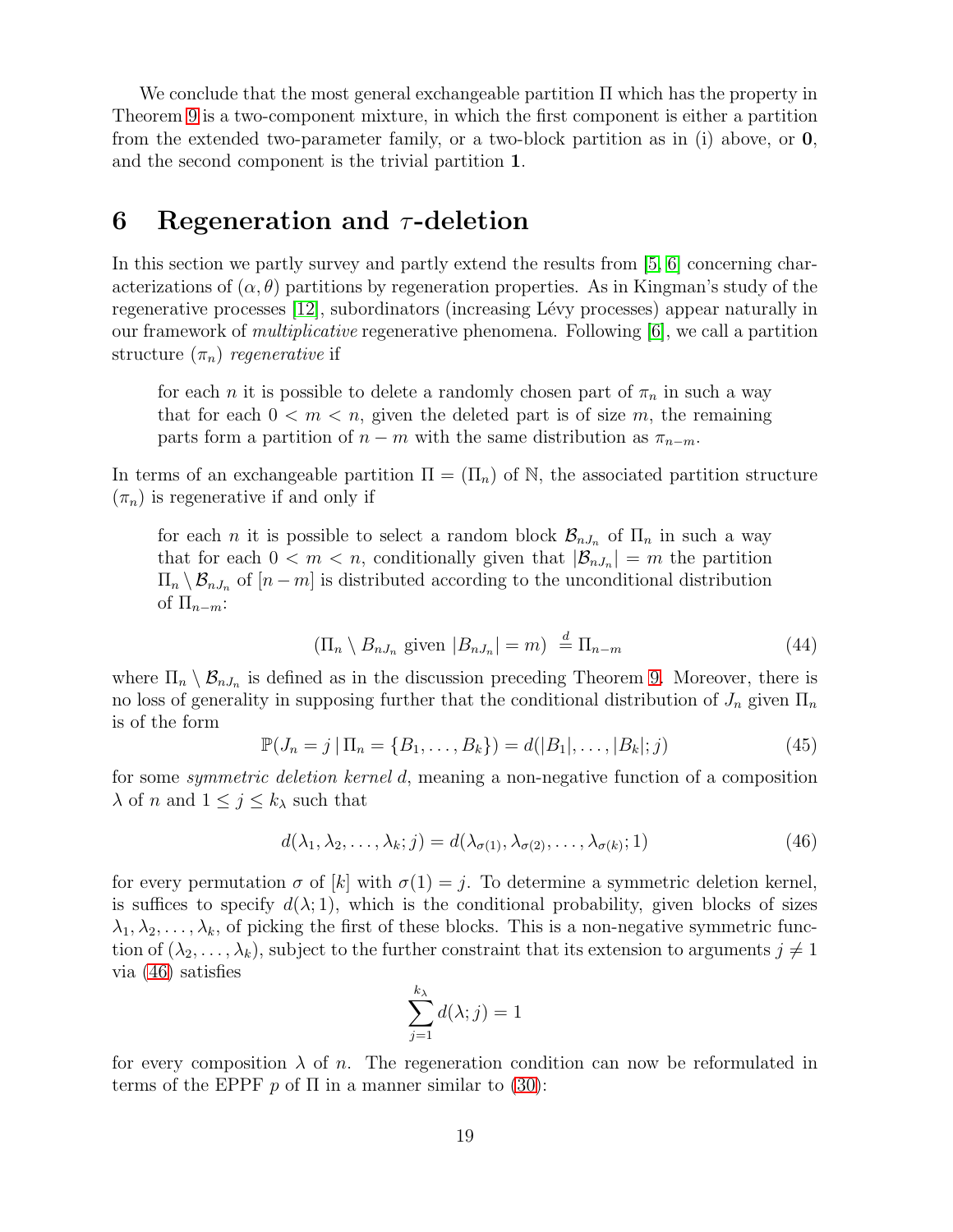We conclude that the most general exchangeable partition $\Pi$ which has the property in Theorem 9 is a two-component mixture, in which the first component is either a partition from the extended two-parameter family, or a two-block partition as in (i) above, or $\mathbf{0}$, and the second component is the trivial partition $\mathbf{1}$.

## 6 Regeneration and $\tau$-deletion

In this section we partly survey and partly extend the results from [5, 6] concerning characterizations of $(\alpha, \theta)$ partitions by regeneration properties. As in Kingman's study of the regenerative processes [12], subordinators (increasing Lévy processes) appear naturally in our framework of *multiplicative* regenerative phenomena. Following [6], we call a partition structure $(\pi_n)$ *regenerative* if

> for each $n$ it is possible to delete a randomly chosen part of $\pi_n$ in such a way that for each $0 < m < n$, given the deleted part is of size $m$, the remaining parts form a partition of $n-m$ with the same distribution as $\pi_{n-m}$.

In terms of an exchangeable partition $\Pi = (\Pi_n)$ of $\mathbb{N}$, the associated partition structure $(\pi_n)$ is regenerative if and only if

> for each $n$ it is possible to select a random block $\mathcal{B}_{nJ_n}$ of $\Pi_n$ in such a way that for each $0 < m < n$, conditionally given that $|\mathcal{B}_{nJ_n}| = m$ the partition $\Pi_n \setminus \mathcal{B}_{nJ_n}$ of $[n-m]$ is distributed according to the unconditional distribution of $\Pi_{n-m}$:
>
> $$(\Pi_n \setminus B_{nJ_n} \text{ given } |B_{nJ_n}| = m) \overset{d}{=} \Pi_{n-m} \tag{44}$$

where $\Pi_n \setminus \mathcal{B}_{nJ_n}$ is defined as in the discussion preceding Theorem 9. Moreover, there is no loss of generality in supposing further that the conditional distribution of $J_n$ given $\Pi_n$ is of the form

$$\mathbb{P}(J_n = j \,|\, \Pi_n = \{B_1, \ldots, B_k\}) = d(|B_1|, \ldots, |B_k|; j) \tag{45}$$

for some *symmetric deletion kernel* $d$, meaning a non-negative function of a composition $\lambda$ of $n$ and $1 \le j \le k_\lambda$ such that

$$d(\lambda_1, \lambda_2, \ldots, \lambda_k; j) = d(\lambda_{\sigma(1)}, \lambda_{\sigma(2)}, \ldots, \lambda_{\sigma(k)}; 1) \tag{46}$$

for every permutation $\sigma$ of $[k]$ with $\sigma(1) = j$. To determine a symmetric deletion kernel, is suffices to specify $d(\lambda; 1)$, which is the conditional probability, given blocks of sizes $\lambda_1, \lambda_2, \ldots, \lambda_k$, of picking the first of these blocks. This is a non-negative symmetric function of $(\lambda_2, \ldots, \lambda_k)$, subject to the further constraint that its extension to arguments $j \neq 1$ via (46) satisfies

$$\sum_{j=1}^{k_\lambda} d(\lambda; j) = 1$$

for every composition $\lambda$ of $n$. The regeneration condition can now be reformulated in terms of the EPPF $p$ of $\Pi$ in a manner similar to (30):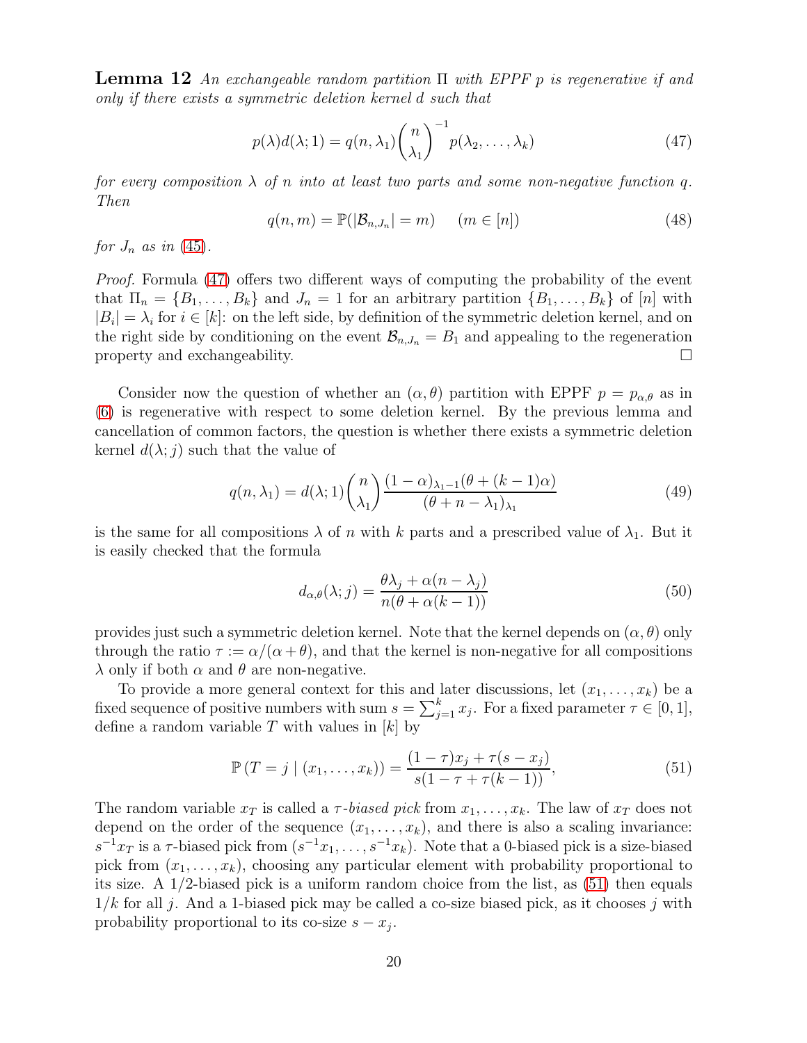**Lemma 12** *An exchangeable random partition* $\Pi$ *with EPPF* $p$ *is regenerative if and only if there exists a symmetric deletion kernel* $d$ *such that*

$$p(\lambda)d(\lambda;1) = q(n,\lambda_1)\binom{n}{\lambda_1}^{-1} p(\lambda_2,\dots,\lambda_k) \tag{47}$$

*for every composition* $\lambda$ *of* $n$ *into at least two parts and some non-negative function* $q$. *Then*

$$q(n,m) = \mathbb{P}(|\mathcal{B}_{n,J_n}| = m) \quad (m \in [n]) \tag{48}$$

*for* $J_n$ *as in* (45).

*Proof.* Formula (47) offers two different ways of computing the probability of the event that $\Pi_n = \{B_1,\dots,B_k\}$ and $J_n = 1$ for an arbitrary partition $\{B_1,\dots,B_k\}$ of $[n]$ with $|B_i| = \lambda_i$ for $i \in [k]$: on the left side, by definition of the symmetric deletion kernel, and on the right side by conditioning on the event $\mathcal{B}_{n,J_n} = B_1$ and appealing to the regeneration property and exchangeability. □

Consider now the question of whether an $(\alpha,\theta)$ partition with EPPF $p = p_{\alpha,\theta}$ as in (6) is regenerative with respect to some deletion kernel. By the previous lemma and cancellation of common factors, the question is whether there exists a symmetric deletion kernel $d(\lambda;j)$ such that the value of

$$q(n,\lambda_1) = d(\lambda;1)\binom{n}{\lambda_1}\frac{(1-\alpha)_{\lambda_1-1}(\theta+(k-1)\alpha)}{(\theta+n-\lambda_1)_{\lambda_1}} \tag{49}$$

is the same for all compositions $\lambda$ of $n$ with $k$ parts and a prescribed value of $\lambda_1$. But it is easily checked that the formula

$$d_{\alpha,\theta}(\lambda;j) = \frac{\theta\lambda_j + \alpha(n-\lambda_j)}{n(\theta+\alpha(k-1))} \tag{50}$$

provides just such a symmetric deletion kernel. Note that the kernel depends on $(\alpha,\theta)$ only through the ratio $\tau := \alpha/(\alpha+\theta)$, and that the kernel is non-negative for all compositions $\lambda$ only if both $\alpha$ and $\theta$ are non-negative.

To provide a more general context for this and later discussions, let $(x_1,\dots,x_k)$ be a fixed sequence of positive numbers with sum $s = \sum_{j=1}^k x_j$. For a fixed parameter $\tau \in [0,1]$, define a random variable $T$ with values in $[k]$ by

$$\mathbb{P}\left(T = j \mid (x_1,\dots,x_k)\right) = \frac{(1-\tau)x_j + \tau(s-x_j)}{s(1-\tau+\tau(k-1))}, \tag{51}$$

The random variable $x_T$ is called a *$\tau$-biased pick* from $x_1,\dots,x_k$. The law of $x_T$ does not depend on the order of the sequence $(x_1,\dots,x_k)$, and there is also a scaling invariance: $s^{-1}x_T$ is a $\tau$-biased pick from $(s^{-1}x_1,\dots,s^{-1}x_k)$. Note that a 0-biased pick is a size-biased pick from $(x_1,\dots,x_k)$, choosing any particular element with probability proportional to its size. A 1/2-biased pick is a uniform random choice from the list, as (51) then equals $1/k$ for all $j$. And a 1-biased pick may be called a co-size biased pick, as it chooses $j$ with probability proportional to its co-size $s - x_j$.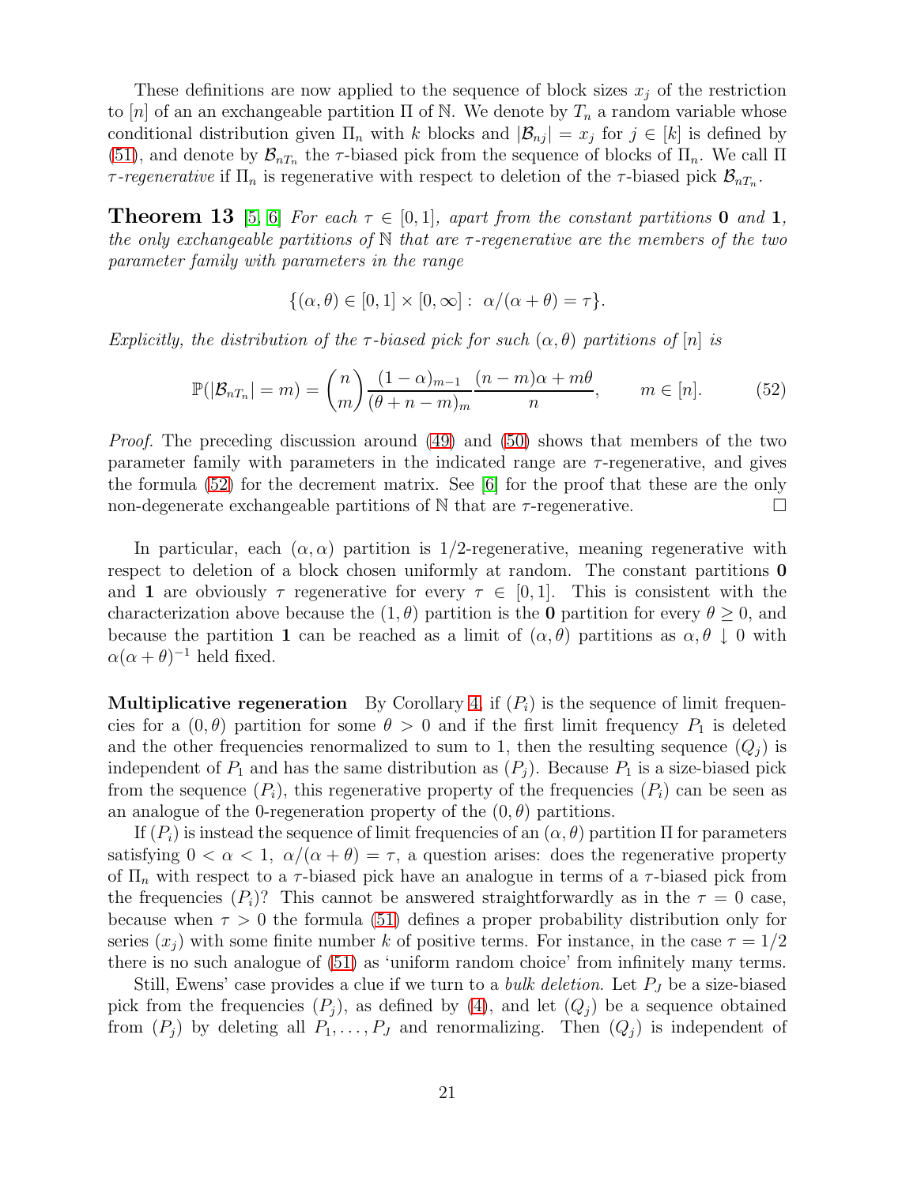These definitions are now applied to the sequence of block sizes $x_j$ of the restriction to $[n]$ of an an exchangeable partition $\Pi$ of $\mathbb{N}$. We denote by $T_n$ a random variable whose conditional distribution given $\Pi_n$ with $k$ blocks and $|\mathcal{B}_{nj}| = x_j$ for $j \in [k]$ is defined by (51), and denote by $\mathcal{B}_{nT_n}$ the $\tau$-biased pick from the sequence of blocks of $\Pi_n$. We call $\Pi$ *$\tau$-regenerative* if $\Pi_n$ is regenerative with respect to deletion of the $\tau$-biased pick $\mathcal{B}_{nT_n}$.

**Theorem 13** [5, 6] *For each $\tau \in [0,1]$, apart from the constant partitions $\mathbf{0}$ and $\mathbf{1}$, the only exchangeable partitions of $\mathbb{N}$ that are $\tau$-regenerative are the members of the two parameter family with parameters in the range*

$$\{(\alpha, \theta) \in [0,1] \times [0, \infty] : \ \alpha/(\alpha + \theta) = \tau\}.$$

*Explicitly, the distribution of the $\tau$-biased pick for such $(\alpha, \theta)$ partitions of $[n]$ is*

$$\mathbb{P}(|\mathcal{B}_{nT_n}| = m) = \binom{n}{m} \frac{(1-\alpha)_{m-1}}{(\theta + n - m)_m} \frac{(n-m)\alpha + m\theta}{n}, \qquad m \in [n]. \tag{52}$$

*Proof.* The preceding discussion around (49) and (50) shows that members of the two parameter family with parameters in the indicated range are $\tau$-regenerative, and gives the formula (52) for the decrement matrix. See [6] for the proof that these are the only non-degenerate exchangeable partitions of $\mathbb{N}$ that are $\tau$-regenerative. $\square$

In particular, each $(\alpha, \alpha)$ partition is $1/2$-regenerative, meaning regenerative with respect to deletion of a block chosen uniformly at random. The constant partitions $\mathbf{0}$ and $\mathbf{1}$ are obviously $\tau$ regenerative for every $\tau \in [0,1]$. This is consistent with the characterization above because the $(1, \theta)$ partition is the $\mathbf{0}$ partition for every $\theta \geq 0$, and because the partition $\mathbf{1}$ can be reached as a limit of $(\alpha, \theta)$ partitions as $\alpha, \theta \downarrow 0$ with $\alpha(\alpha + \theta)^{-1}$ held fixed.

**Multiplicative regeneration** By Corollary 4, if $(P_i)$ is the sequence of limit frequencies for a $(0, \theta)$ partition for some $\theta > 0$ and if the first limit frequency $P_1$ is deleted and the other frequencies renormalized to sum to 1, then the resulting sequence $(Q_j)$ is independent of $P_1$ and has the same distribution as $(P_j)$. Because $P_1$ is a size-biased pick from the sequence $(P_i)$, this regenerative property of the frequencies $(P_i)$ can be seen as an analogue of the 0-regeneration property of the $(0, \theta)$ partitions.

If $(P_i)$ is instead the sequence of limit frequencies of an $(\alpha, \theta)$ partition $\Pi$ for parameters satisfying $0 < \alpha < 1$, $\alpha/(\alpha + \theta) = \tau$, a question arises: does the regenerative property of $\Pi_n$ with respect to a $\tau$-biased pick have an analogue in terms of a $\tau$-biased pick from the frequencies $(P_i)$? This cannot be answered straightforwardly as in the $\tau = 0$ case, because when $\tau > 0$ the formula (51) defines a proper probability distribution only for series $(x_j)$ with some finite number $k$ of positive terms. For instance, in the case $\tau = 1/2$ there is no such analogue of (51) as 'uniform random choice' from infinitely many terms.

Still, Ewens' case provides a clue if we turn to a *bulk deletion*. Let $P_J$ be a size-biased pick from the frequencies $(P_j)$, as defined by (4), and let $(Q_j)$ be a sequence obtained from $(P_j)$ by deleting all $P_1, \ldots, P_J$ and renormalizing. Then $(Q_j)$ is independent of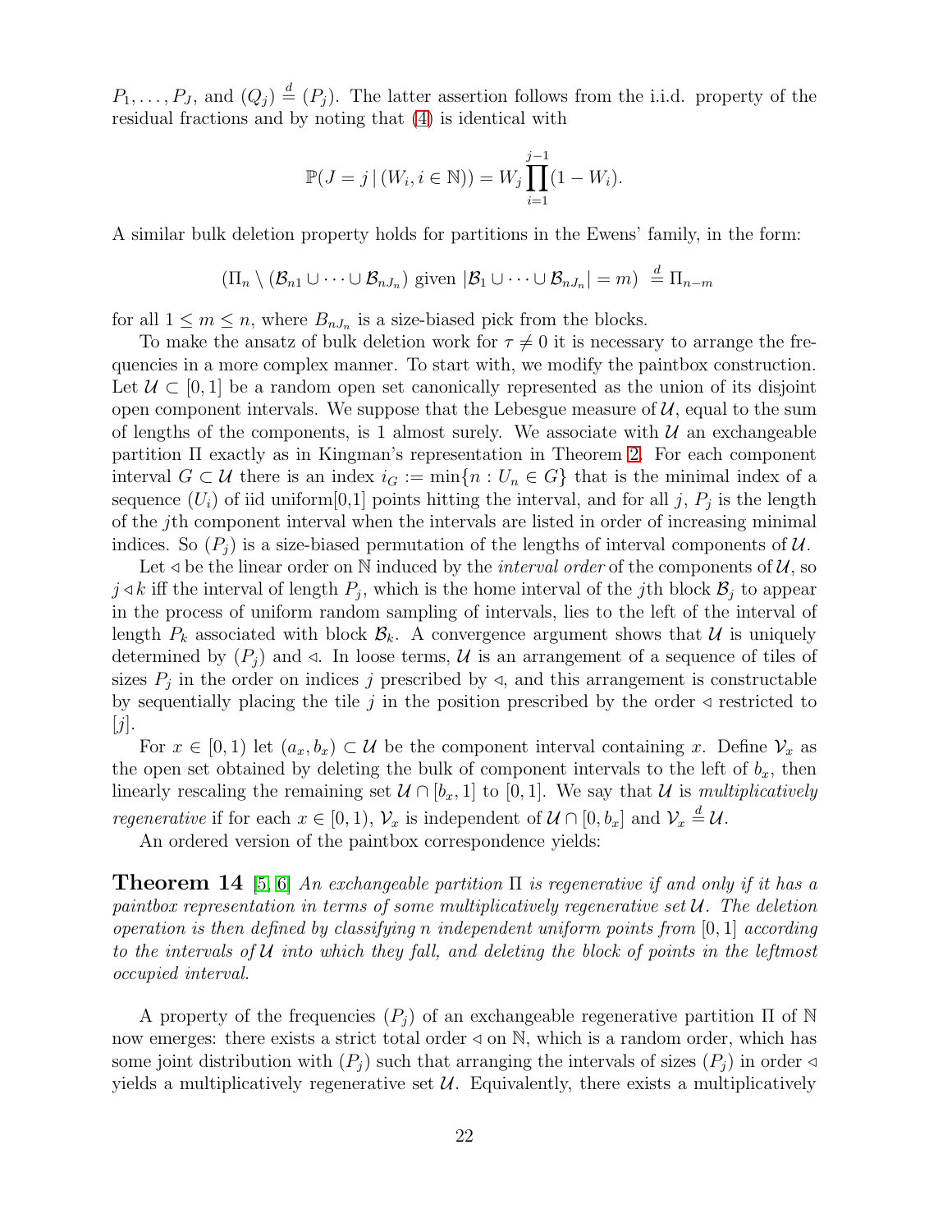$P_1, \ldots, P_J$, and $(Q_j) \stackrel{d}{=} (P_j)$. The latter assertion follows from the i.i.d. property of the residual fractions and by noting that (4) is identical with

$$\mathbb{P}(J = j \,|\, (W_i, i \in \mathbb{N})) = W_j \prod_{i=1}^{j-1} (1 - W_i).$$

A similar bulk deletion property holds for partitions in the Ewens' family, in the form:

$$(\Pi_n \setminus (\mathcal{B}_{n1} \cup \cdots \cup \mathcal{B}_{nJ_n}) \text{ given } |\mathcal{B}_1 \cup \cdots \cup \mathcal{B}_{nJ_n}| = m) \stackrel{d}{=} \Pi_{n-m}$$

for all $1 \le m \le n$, where $B_{nJ_n}$ is a size-biased pick from the blocks.

To make the ansatz of bulk deletion work for $\tau \neq 0$ it is necessary to arrange the frequencies in a more complex manner. To start with, we modify the paintbox construction. Let $\mathcal{U} \subset [0,1]$ be a random open set canonically represented as the union of its disjoint open component intervals. We suppose that the Lebesgue measure of $\mathcal{U}$, equal to the sum of lengths of the components, is 1 almost surely. We associate with $\mathcal{U}$ an exchangeable partition $\Pi$ exactly as in Kingman's representation in Theorem 2. For each component interval $G \subset \mathcal{U}$ there is an index $i_G := \min\{n : U_n \in G\}$ that is the minimal index of a sequence $(U_i)$ of iid uniform[0,1] points hitting the interval, and for all $j$, $P_j$ is the length of the $j$th component interval when the intervals are listed in order of increasing minimal indices. So $(P_j)$ is a size-biased permutation of the lengths of interval components of $\mathcal{U}$.

Let $\lhd$ be the linear order on $\mathbb{N}$ induced by the *interval order* of the components of $\mathcal{U}$, so $j \lhd k$ iff the interval of length $P_j$, which is the home interval of the $j$th block $\mathcal{B}_j$ to appear in the process of uniform random sampling of intervals, lies to the left of the interval of length $P_k$ associated with block $\mathcal{B}_k$. A convergence argument shows that $\mathcal{U}$ is uniquely determined by $(P_j)$ and $\lhd$. In loose terms, $\mathcal{U}$ is an arrangement of a sequence of tiles of sizes $P_j$ in the order on indices $j$ prescribed by $\lhd$, and this arrangement is constructable by sequentially placing the tile $j$ in the position prescribed by the order $\lhd$ restricted to $[j]$.

For $x \in [0,1)$ let $(a_x, b_x) \subset \mathcal{U}$ be the component interval containing $x$. Define $\mathcal{V}_x$ as the open set obtained by deleting the bulk of component intervals to the left of $b_x$, then linearly rescaling the remaining set $\mathcal{U} \cap [b_x, 1]$ to $[0,1]$. We say that $\mathcal{U}$ is *multiplicatively regenerative* if for each $x \in [0,1)$, $\mathcal{V}_x$ is independent of $\mathcal{U} \cap [0, b_x]$ and $\mathcal{V}_x \stackrel{d}{=} \mathcal{U}$.

An ordered version of the paintbox correspondence yields:

**Theorem 14** [5, 6] *An exchangeable partition $\Pi$ is regenerative if and only if it has a paintbox representation in terms of some multiplicatively regenerative set $\mathcal{U}$. The deletion operation is then defined by classifying $n$ independent uniform points from $[0,1]$ according to the intervals of $\mathcal{U}$ into which they fall, and deleting the block of points in the leftmost occupied interval.*

A property of the frequencies $(P_j)$ of an exchangeable regenerative partition $\Pi$ of $\mathbb{N}$ now emerges: there exists a strict total order $\lhd$ on $\mathbb{N}$, which is a random order, which has some joint distribution with $(P_j)$ such that arranging the intervals of sizes $(P_j)$ in order $\lhd$ yields a multiplicatively regenerative set $\mathcal{U}$. Equivalently, there exists a multiplicatively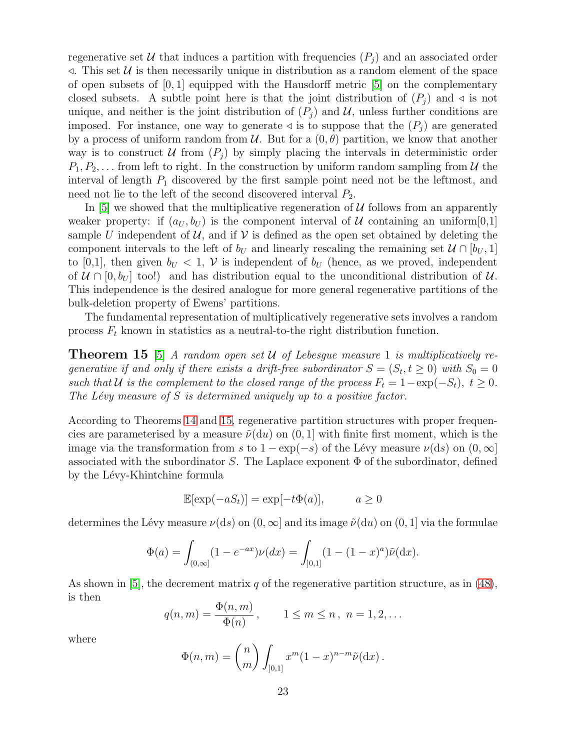regenerative set $\mathcal{U}$ that induces a partition with frequencies $(P_j)$ and an associated order $\lhd$. This set $\mathcal{U}$ is then necessarily unique in distribution as a random element of the space of open subsets of $[0,1]$ equipped with the Hausdorff metric [5] on the complementary closed subsets. A subtle point here is that the joint distribution of $(P_j)$ and $\lhd$ is not unique, and neither is the joint distribution of $(P_j)$ and $\mathcal{U}$, unless further conditions are imposed. For instance, one way to generate $\lhd$ is to suppose that the $(P_j)$ are generated by a process of uniform random from $\mathcal{U}$. But for a $(0,\theta)$ partition, we know that another way is to construct $\mathcal{U}$ from $(P_j)$ by simply placing the intervals in deterministic order $P_1, P_2, \ldots$ from left to right. In the construction by uniform random sampling from $\mathcal{U}$ the interval of length $P_1$ discovered by the first sample point need not be the leftmost, and need not lie to the left of the second discovered interval $P_2$.

In [5] we showed that the multiplicative regeneration of $\mathcal{U}$ follows from an apparently weaker property: if $(a_U, b_U)$ is the component interval of $\mathcal{U}$ containing an uniform[0,1] sample $U$ independent of $\mathcal{U}$, and if $\mathcal{V}$ is defined as the open set obtained by deleting the component intervals to the left of $b_U$ and linearly rescaling the remaining set $\mathcal{U} \cap [b_U, 1]$ to [0,1], then given $b_U < 1$, $\mathcal{V}$ is independent of $b_U$ (hence, as we proved, independent of $\mathcal{U} \cap [0, b_U]$ too!) and has distribution equal to the unconditional distribution of $\mathcal{U}$. This independence is the desired analogue for more general regenerative partitions of the bulk-deletion property of Ewens' partitions.

The fundamental representation of multiplicatively regenerative sets involves a random process $F_t$ known in statistics as a neutral-to-the right distribution function.

**Theorem 15** [5] *A random open set $\mathcal{U}$ of Lebesgue measure 1 is multiplicatively regenerative if and only if there exists a drift-free subordinator $S = (S_t, t \geq 0)$ with $S_0 = 0$ such that $\mathcal{U}$ is the complement to the closed range of the process $F_t = 1 - \exp(-S_t)$, $t \geq 0$. The Lévy measure of $S$ is determined uniquely up to a positive factor.*

According to Theorems 14 and 15, regenerative partition structures with proper frequencies are parameterised by a measure $\tilde{\nu}(\mathrm{d}u)$ on $(0,1]$ with finite first moment, which is the image via the transformation from $s$ to $1 - \exp(-s)$ of the Lévy measure $\nu(\mathrm{d}s)$ on $(0,\infty]$ associated with the subordinator $S$. The Laplace exponent $\Phi$ of the subordinator, defined by the Lévy-Khintchine formula

$$\mathbb{E}[\exp(-aS_t)] = \exp[-t\Phi(a)], \qquad a \geq 0$$

determines the Lévy measure $\nu(\mathrm{d}s)$ on $(0,\infty]$ and its image $\tilde{\nu}(\mathrm{d}u)$ on $(0,1]$ via the formulae

$$\Phi(a) = \int_{(0,\infty]} (1 - e^{-ax})\nu(dx) = \int_{]0,1]} (1 - (1-x)^a)\tilde{\nu}(\mathrm{d}x).$$

As shown in [5], the decrement matrix $q$ of the regenerative partition structure, as in (48), is then

$$q(n,m) = \frac{\Phi(n,m)}{\Phi(n)}, \qquad 1 \leq m \leq n, \ n = 1, 2, \ldots$$

where

$$\Phi(n,m) = \binom{n}{m} \int_{]0,1]} x^m (1-x)^{n-m} \tilde{\nu}(\mathrm{d}x).$$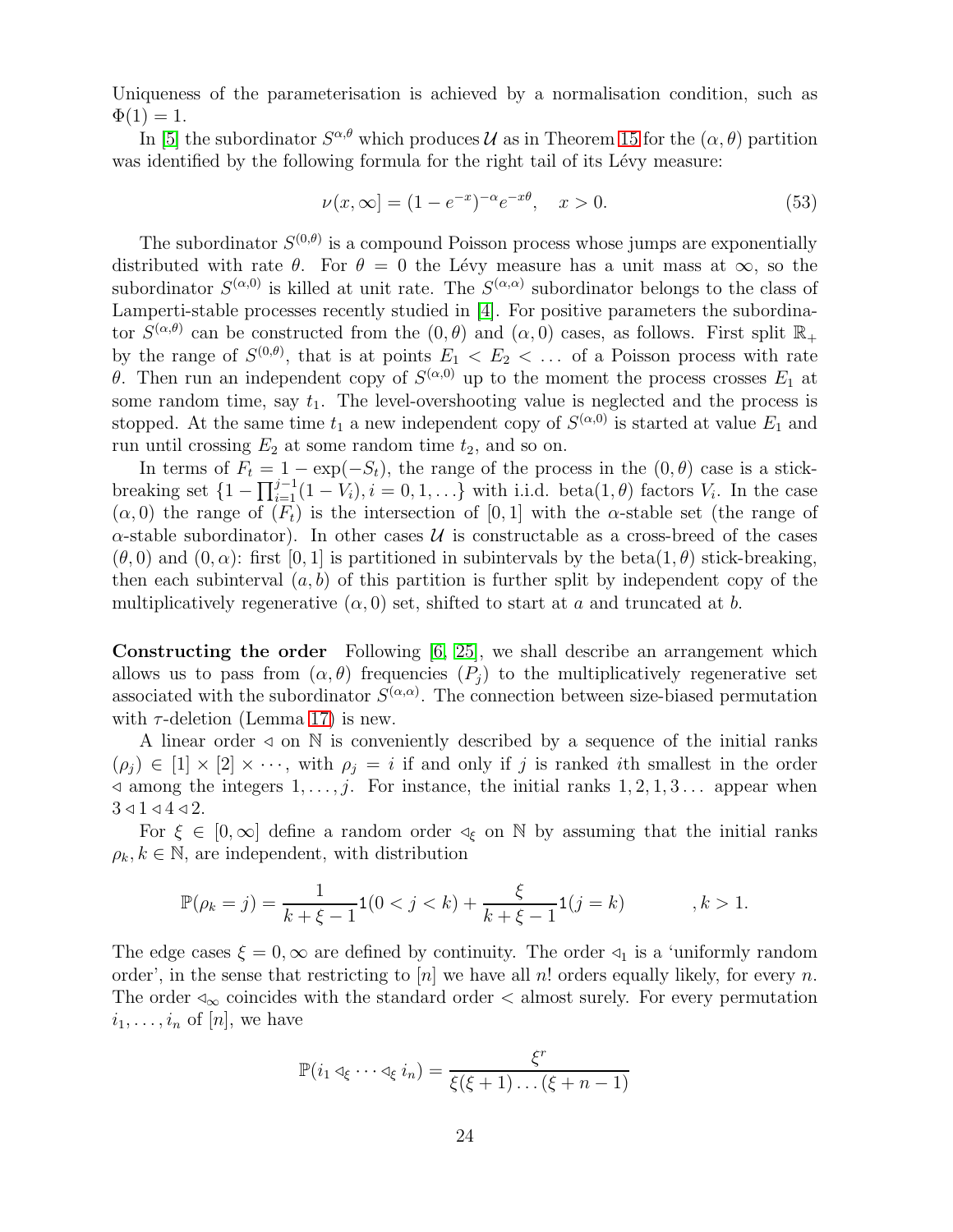Uniqueness of the parameterisation is achieved by a normalisation condition, such as $\Phi(1) = 1$.

In [5] the subordinator $S^{\alpha,\theta}$ which produces $\mathcal{U}$ as in Theorem 15 for the $(\alpha, \theta)$ partition was identified by the following formula for the right tail of its Lévy measure:

$$\nu(x, \infty] = (1 - e^{-x})^{-\alpha} e^{-x\theta}, \quad x > 0. \tag{53}$$

The subordinator $S^{(0,\theta)}$ is a compound Poisson process whose jumps are exponentially distributed with rate $\theta$. For $\theta = 0$ the Lévy measure has a unit mass at $\infty$, so the subordinator $S^{(\alpha,0)}$ is killed at unit rate. The $S^{(\alpha,\alpha)}$ subordinator belongs to the class of Lamperti-stable processes recently studied in [4]. For positive parameters the subordinator $S^{(\alpha,\theta)}$ can be constructed from the $(0, \theta)$ and $(\alpha, 0)$ cases, as follows. First split $\mathbb{R}_+$ by the range of $S^{(0,\theta)}$, that is at points $E_1 < E_2 < \ldots$ of a Poisson process with rate $\theta$. Then run an independent copy of $S^{(\alpha,0)}$ up to the moment the process crosses $E_1$ at some random time, say $t_1$. The level-overshooting value is neglected and the process is stopped. At the same time $t_1$ a new independent copy of $S^{(\alpha,0)}$ is started at value $E_1$ and run until crossing $E_2$ at some random time $t_2$, and so on.

In terms of $F_t = 1 - \exp(-S_t)$, the range of the process in the $(0, \theta)$ case is a stick-breaking set $\{1 - \prod_{i=1}^{j-1}(1 - V_i), i = 0, 1, \ldots\}$ with i.i.d. beta$(1, \theta)$ factors $V_i$. In the case $(\alpha, 0)$ the range of $(F_t)$ is the intersection of $[0, 1]$ with the $\alpha$-stable set (the range of $\alpha$-stable subordinator). In other cases $\mathcal{U}$ is constructable as a cross-breed of the cases $(\theta, 0)$ and $(0, \alpha)$: first $[0, 1]$ is partitioned in subintervals by the beta$(1, \theta)$ stick-breaking, then each subinterval $(a, b)$ of this partition is further split by independent copy of the multiplicatively regenerative $(\alpha, 0)$ set, shifted to start at $a$ and truncated at $b$.

**Constructing the order** Following [6, 25], we shall describe an arrangement which allows us to pass from $(\alpha, \theta)$ frequencies $(P_j)$ to the multiplicatively regenerative set associated with the subordinator $S^{(\alpha,\alpha)}$. The connection between size-biased permutation with $\tau$-deletion (Lemma 17) is new.

A linear order $\lhd$ on $\mathbb{N}$ is conveniently described by a sequence of the initial ranks $(\rho_j) \in [1] \times [2] \times \cdots$, with $\rho_j = i$ if and only if $j$ is ranked $i$th smallest in the order $\lhd$ among the integers $1, \ldots, j$. For instance, the initial ranks $1, 2, 1, 3 \ldots$ appear when $3 \lhd 1 \lhd 4 \lhd 2$.

For $\xi \in [0, \infty]$ define a random order $\lhd_\xi$ on $\mathbb{N}$ by assuming that the initial ranks $\rho_k, k \in \mathbb{N}$, are independent, with distribution

$$\mathbb{P}(\rho_k = j) = \frac{1}{k + \xi - 1} 1(0 < j < k) + \frac{\xi}{k + \xi - 1} 1(j = k) \qquad , k > 1.$$

The edge cases $\xi = 0, \infty$ are defined by continuity. The order $\lhd_1$ is a 'uniformly random order', in the sense that restricting to $[n]$ we have all $n!$ orders equally likely, for every $n$. The order $\lhd_\infty$ coincides with the standard order $<$ almost surely. For every permutation $i_1, \ldots, i_n$ of $[n]$, we have

$$\mathbb{P}(i_1 \lhd_\xi \cdots \lhd_\xi i_n) = \frac{\xi^r}{\xi(\xi + 1) \ldots (\xi + n - 1)}$$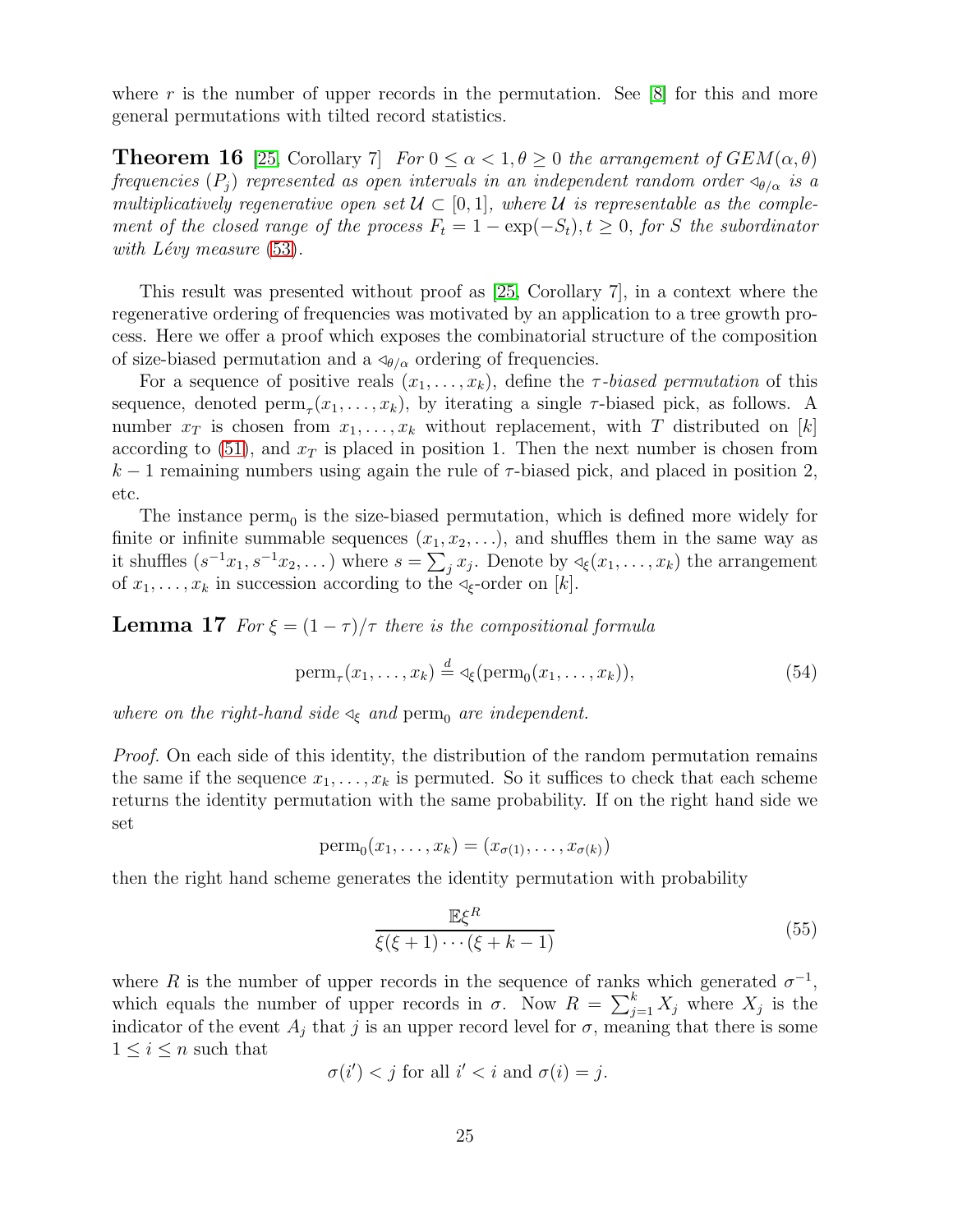where $r$ is the number of upper records in the permutation. See [8] for this and more general permutations with tilted record statistics.

**Theorem 16** [25, Corollary 7] *For $0 \le \alpha < 1, \theta \ge 0$ the arrangement of $GEM(\alpha, \theta)$ frequencies $(P_j)$ represented as open intervals in an independent random order $\lhd_{\theta/\alpha}$ is a multiplicatively regenerative open set $\mathcal{U} \subset [0,1]$, where $\mathcal{U}$ is representable as the complement of the closed range of the process $F_t = 1 - \exp(-S_t), t \ge 0$, for $S$ the subordinator with Lévy measure (53).*

This result was presented without proof as [25, Corollary 7], in a context where the regenerative ordering of frequencies was motivated by an application to a tree growth process. Here we offer a proof which exposes the combinatorial structure of the composition of size-biased permutation and a $\lhd_{\theta/\alpha}$ ordering of frequencies.

For a sequence of positive reals $(x_1, \dots, x_k)$, define the *$\tau$-biased permutation* of this sequence, denoted $\mathrm{perm}_\tau(x_1, \dots, x_k)$, by iterating a single $\tau$-biased pick, as follows. A number $x_T$ is chosen from $x_1, \dots, x_k$ without replacement, with $T$ distributed on $[k]$ according to (51), and $x_T$ is placed in position 1. Then the next number is chosen from $k-1$ remaining numbers using again the rule of $\tau$-biased pick, and placed in position 2, etc.

The instance $\mathrm{perm}_0$ is the size-biased permutation, which is defined more widely for finite or infinite summable sequences $(x_1, x_2, \dots)$, and shuffles them in the same way as it shuffles $(s^{-1}x_1, s^{-1}x_2, \dots)$ where $s = \sum_j x_j$. Denote by $\lhd_\xi(x_1, \dots, x_k)$ the arrangement of $x_1, \dots, x_k$ in succession according to the $\lhd_\xi$-order on $[k]$.

**Lemma 17** *For $\xi = (1-\tau)/\tau$ there is the compositional formula*

$$\mathrm{perm}_\tau(x_1, \dots, x_k) \stackrel{d}{=} \lhd_\xi(\mathrm{perm}_0(x_1, \dots, x_k)), \tag{54}$$

*where on the right-hand side $\lhd_\xi$ and $\mathrm{perm}_0$ are independent.*

*Proof.* On each side of this identity, the distribution of the random permutation remains the same if the sequence $x_1, \dots, x_k$ is permuted. So it suffices to check that each scheme returns the identity permutation with the same probability. If on the right hand side we set

$$\mathrm{perm}_0(x_1, \dots, x_k) = (x_{\sigma(1)}, \dots, x_{\sigma(k)})$$

then the right hand scheme generates the identity permutation with probability

$$\frac{\mathbb{E}\xi^R}{\xi(\xi+1)\cdots(\xi+k-1)} \tag{55}$$

where $R$ is the number of upper records in the sequence of ranks which generated $\sigma^{-1}$, which equals the number of upper records in $\sigma$. Now $R = \sum_{j=1}^k X_j$ where $X_j$ is the indicator of the event $A_j$ that $j$ is an upper record level for $\sigma$, meaning that there is some $1 \le i \le n$ such that

$$\sigma(i') < j \text{ for all } i' < i \text{ and } \sigma(i) = j.$$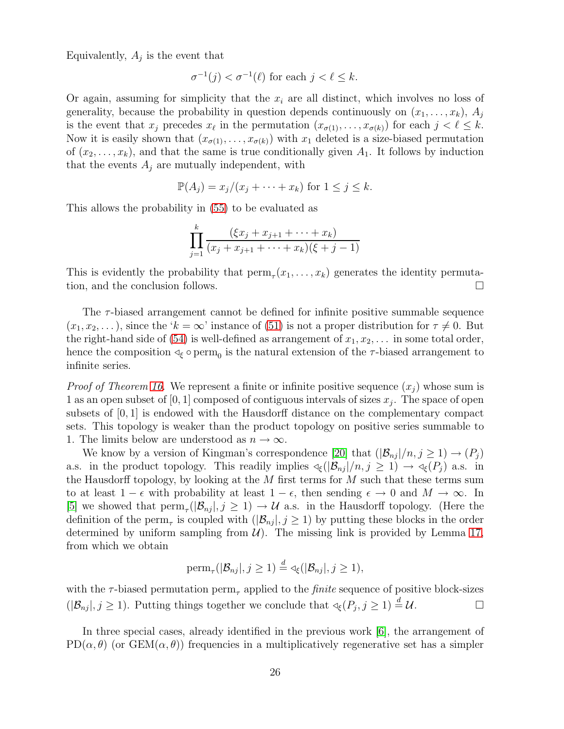Equivalently, $A_j$ is the event that

$$\sigma^{-1}(j) < \sigma^{-1}(\ell) \text{ for each } j < \ell \leq k.$$

Or again, assuming for simplicity that the $x_i$ are all distinct, which involves no loss of generality, because the probability in question depends continuously on $(x_1, \ldots, x_k)$, $A_j$ is the event that $x_j$ precedes $x_\ell$ in the permutation $(x_{\sigma(1)}, \ldots, x_{\sigma(k)})$ for each $j < \ell \leq k$. Now it is easily shown that $(x_{\sigma(1)}, \ldots, x_{\sigma(k)})$ with $x_1$ deleted is a size-biased permutation of $(x_2, \ldots, x_k)$, and that the same is true conditionally given $A_1$. It follows by induction that the events $A_j$ are mutually independent, with

$$\mathbb{P}(A_j) = x_j/(x_j + \cdots + x_k) \text{ for } 1 \leq j \leq k.$$

This allows the probability in (55) to be evaluated as

$$\prod_{j=1}^{k} \frac{(\xi x_j + x_{j+1} + \cdots + x_k)}{(x_j + x_{j+1} + \cdots + x_k)(\xi + j - 1)}$$

This is evidently the probability that $\text{perm}_\tau(x_1, \ldots, x_k)$ generates the identity permutation, and the conclusion follows. $\square$

The $\tau$-biased arrangement cannot be defined for infinite positive summable sequence $(x_1, x_2, \ldots)$, since the '$k = \infty$' instance of (51) is not a proper distribution for $\tau \neq 0$. But the right-hand side of (54) is well-defined as arrangement of $x_1, x_2, \ldots$ in some total order, hence the composition $\lhd_\xi \circ \text{perm}_0$ is the natural extension of the $\tau$-biased arrangement to infinite series.

*Proof of Theorem 16.* We represent a finite or infinite positive sequence $(x_j)$ whose sum is 1 as an open subset of $[0, 1]$ composed of contiguous intervals of sizes $x_j$. The space of open subsets of $[0, 1]$ is endowed with the Hausdorff distance on the complementary compact sets. This topology is weaker than the product topology on positive series summable to 1. The limits below are understood as $n \to \infty$.

We know by a version of Kingman's correspondence [20] that $(|\mathcal{B}_{nj}|/n, j \geq 1) \to (P_j)$ a.s. in the product topology. This readily implies $\lhd_\xi(|\mathcal{B}_{nj}|/n, j \geq 1) \to \lhd_\xi(P_j)$ a.s. in the Hausdorff topology, by looking at the $M$ first terms for $M$ such that these terms sum to at least $1 - \epsilon$ with probability at least $1 - \epsilon$, then sending $\epsilon \to 0$ and $M \to \infty$. In [5] we showed that $\text{perm}_\tau(|\mathcal{B}_{nj}|, j \geq 1) \to \mathcal{U}$ a.s. in the Hausdorff topology. (Here the definition of the $\text{perm}_\tau$ is coupled with $(|\mathcal{B}_{nj}|, j \geq 1)$ by putting these blocks in the order determined by uniform sampling from $\mathcal{U}$). The missing link is provided by Lemma 17, from which we obtain

$$\text{perm}_\tau(|\mathcal{B}_{nj}|, j \geq 1) \stackrel{d}{=} \lhd_\xi(|\mathcal{B}_{nj}|, j \geq 1),$$

with the $\tau$-biased permutation $\text{perm}_\tau$ applied to the *finite* sequence of positive block-sizes $(|\mathcal{B}_{nj}|, j \geq 1)$. Putting things together we conclude that $\lhd_\xi(P_j, j \geq 1) \stackrel{d}{=} \mathcal{U}$. $\square$

In three special cases, already identified in the previous work [6], the arrangement of $\text{PD}(\alpha, \theta)$ (or $\text{GEM}(\alpha, \theta)$) frequencies in a multiplicatively regenerative set has a simpler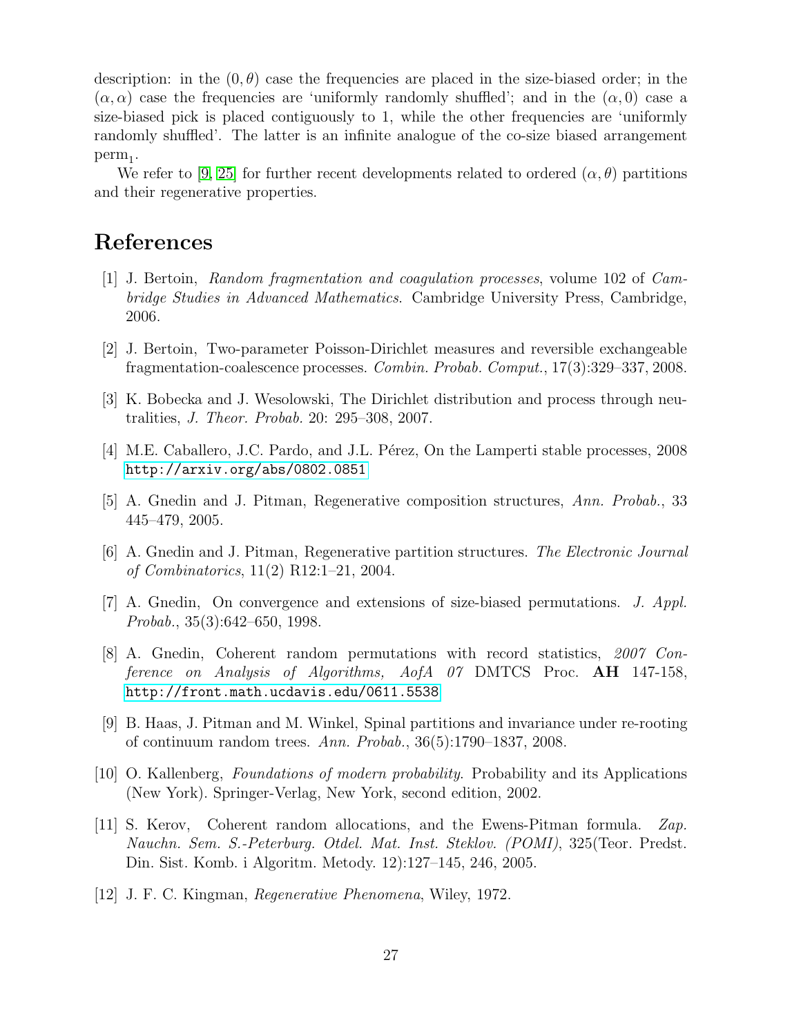description: in the $(0, \theta)$ case the frequencies are placed in the size-biased order; in the $(\alpha, \alpha)$ case the frequencies are 'uniformly randomly shuffled'; and in the $(\alpha, 0)$ case a size-biased pick is placed contiguously to 1, while the other frequencies are 'uniformly randomly shuffled'. The latter is an infinite analogue of the co-size biased arrangement $\text{perm}_1$.

We refer to [9, 25] for further recent developments related to ordered $(\alpha, \theta)$ partitions and their regenerative properties.

# References

[1] J. Bertoin, *Random fragmentation and coagulation processes*, volume 102 of *Cambridge Studies in Advanced Mathematics*. Cambridge University Press, Cambridge, 2006.

[2] J. Bertoin, Two-parameter Poisson-Dirichlet measures and reversible exchangeable fragmentation-coalescence processes. *Combin. Probab. Comput.*, 17(3):329–337, 2008.

[3] K. Bobecka and J. Wesolowski, The Dirichlet distribution and process through neutralities, *J. Theor. Probab.* 20: 295–308, 2007.

[4] M.E. Caballero, J.C. Pardo, and J.L. Pérez, On the Lamperti stable processes, 2008 http://arxiv.org/abs/0802.0851

[5] A. Gnedin and J. Pitman, Regenerative composition structures, *Ann. Probab.*, 33 445–479, 2005.

[6] A. Gnedin and J. Pitman, Regenerative partition structures. *The Electronic Journal of Combinatorics*, 11(2) R12:1–21, 2004.

[7] A. Gnedin, On convergence and extensions of size-biased permutations. *J. Appl. Probab.*, 35(3):642–650, 1998.

[8] A. Gnedin, Coherent random permutations with record statistics, *2007 Conference on Analysis of Algorithms, AofA 07* DMTCS Proc. **AH** 147-158, http://front.math.ucdavis.edu/0611.5538

[9] B. Haas, J. Pitman and M. Winkel, Spinal partitions and invariance under re-rooting of continuum random trees. *Ann. Probab.*, 36(5):1790–1837, 2008.

[10] O. Kallenberg, *Foundations of modern probability*. Probability and its Applications (New York). Springer-Verlag, New York, second edition, 2002.

[11] S. Kerov, Coherent random allocations, and the Ewens-Pitman formula. *Zap. Nauchn. Sem. S.-Peterburg. Otdel. Mat. Inst. Steklov. (POMI)*, 325(Teor. Predst. Din. Sist. Komb. i Algoritm. Metody. 12):127–145, 246, 2005.

[12] J. F. C. Kingman, *Regenerative Phenomena*, Wiley, 1972.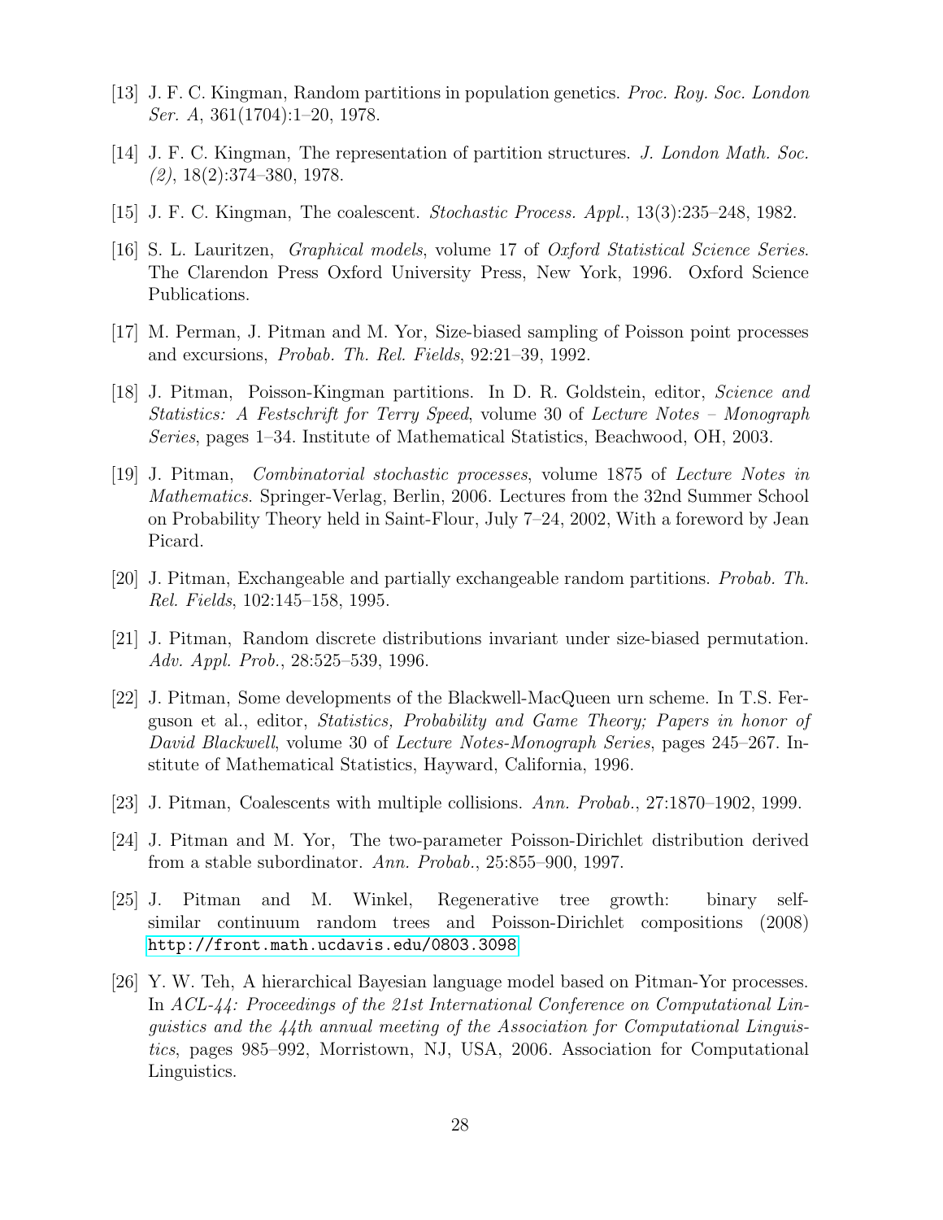[13] J. F. C. Kingman, Random partitions in population genetics. *Proc. Roy. Soc. London Ser. A*, 361(1704):1–20, 1978.

[14] J. F. C. Kingman, The representation of partition structures. *J. London Math. Soc. (2)*, 18(2):374–380, 1978.

[15] J. F. C. Kingman, The coalescent. *Stochastic Process. Appl.*, 13(3):235–248, 1982.

[16] S. L. Lauritzen, *Graphical models*, volume 17 of *Oxford Statistical Science Series*. The Clarendon Press Oxford University Press, New York, 1996. Oxford Science Publications.

[17] M. Perman, J. Pitman and M. Yor, Size-biased sampling of Poisson point processes and excursions, *Probab. Th. Rel. Fields*, 92:21–39, 1992.

[18] J. Pitman, Poisson-Kingman partitions. In D. R. Goldstein, editor, *Science and Statistics: A Festschrift for Terry Speed*, volume 30 of *Lecture Notes – Monograph Series*, pages 1–34. Institute of Mathematical Statistics, Beachwood, OH, 2003.

[19] J. Pitman, *Combinatorial stochastic processes*, volume 1875 of *Lecture Notes in Mathematics*. Springer-Verlag, Berlin, 2006. Lectures from the 32nd Summer School on Probability Theory held in Saint-Flour, July 7–24, 2002, With a foreword by Jean Picard.

[20] J. Pitman, Exchangeable and partially exchangeable random partitions. *Probab. Th. Rel. Fields*, 102:145–158, 1995.

[21] J. Pitman, Random discrete distributions invariant under size-biased permutation. *Adv. Appl. Prob.*, 28:525–539, 1996.

[22] J. Pitman, Some developments of the Blackwell-MacQueen urn scheme. In T.S. Ferguson et al., editor, *Statistics, Probability and Game Theory; Papers in honor of David Blackwell*, volume 30 of *Lecture Notes-Monograph Series*, pages 245–267. Institute of Mathematical Statistics, Hayward, California, 1996.

[23] J. Pitman, Coalescents with multiple collisions. *Ann. Probab.*, 27:1870–1902, 1999.

[24] J. Pitman and M. Yor, The two-parameter Poisson-Dirichlet distribution derived from a stable subordinator. *Ann. Probab.*, 25:855–900, 1997.

[25] J. Pitman and M. Winkel, Regenerative tree growth: binary self-similar continuum random trees and Poisson-Dirichlet compositions (2008) http://front.math.ucdavis.edu/0803.3098

[26] Y. W. Teh, A hierarchical Bayesian language model based on Pitman-Yor processes. In *ACL-44: Proceedings of the 21st International Conference on Computational Linguistics and the 44th annual meeting of the Association for Computational Linguistics*, pages 985–992, Morristown, NJ, USA, 2006. Association for Computational Linguistics.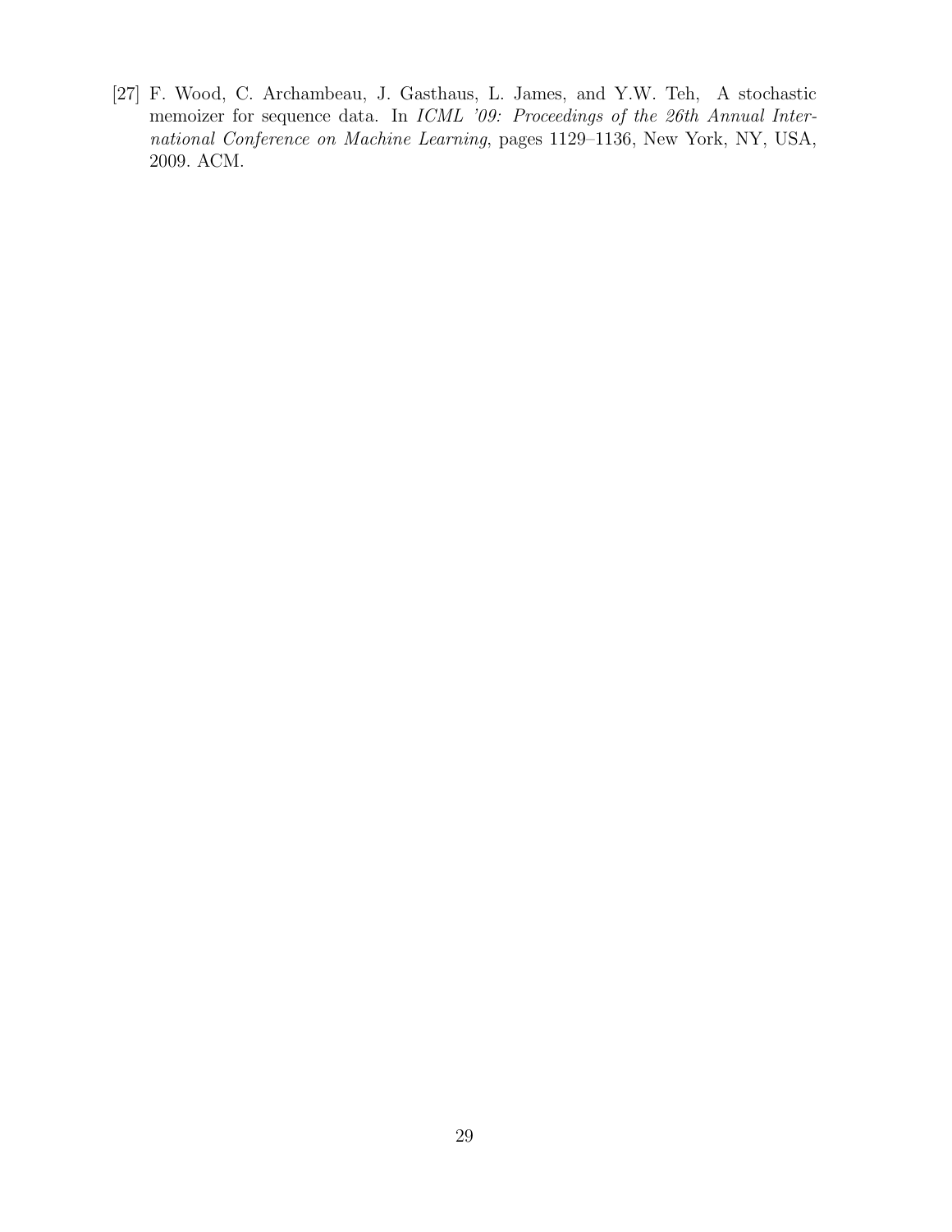[27] F. Wood, C. Archambeau, J. Gasthaus, L. James, and Y.W. Teh, A stochastic memoizer for sequence data. In *ICML '09: Proceedings of the 26th Annual International Conference on Machine Learning*, pages 1129–1136, New York, NY, USA, 2009. ACM.